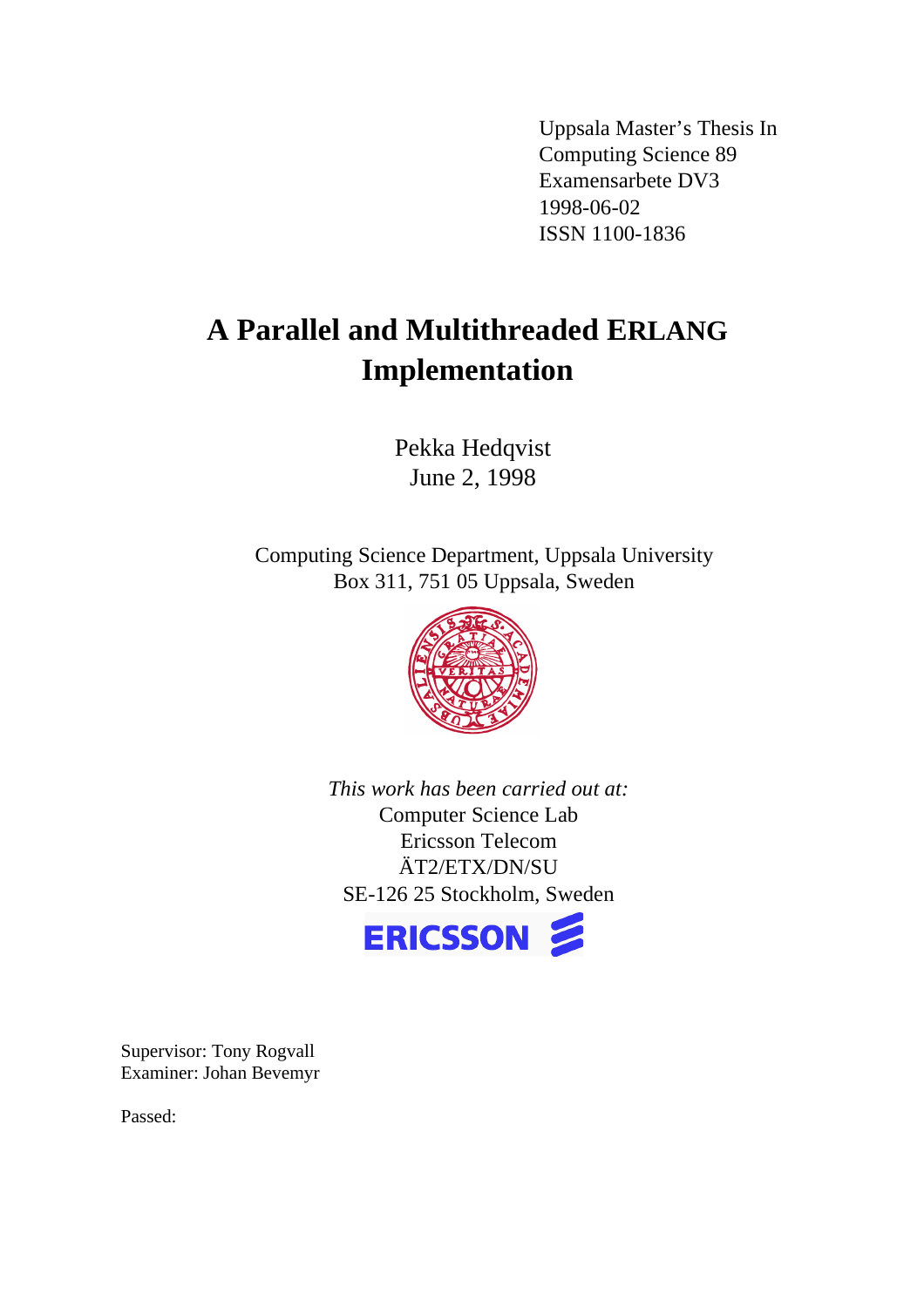Uppsala Master's Thesis In
Computing Science 89
Examensarbete DV3
1998-06-02
ISSN 1100-1836

# A Parallel and Multithreaded ERLANG Implementation

Pekka Hedqvist
June 2, 1998

Computing Science Department, Uppsala University
Box 311, 751 05 Uppsala, Sweden

*This work has been carried out at:*
Computer Science Lab
Ericsson Telecom
ÄT2/ETX/DN/SU
SE-126 25 Stockholm, Sweden

Supervisor: Tony Rogvall
Examiner: Johan Bevemyr

Passed: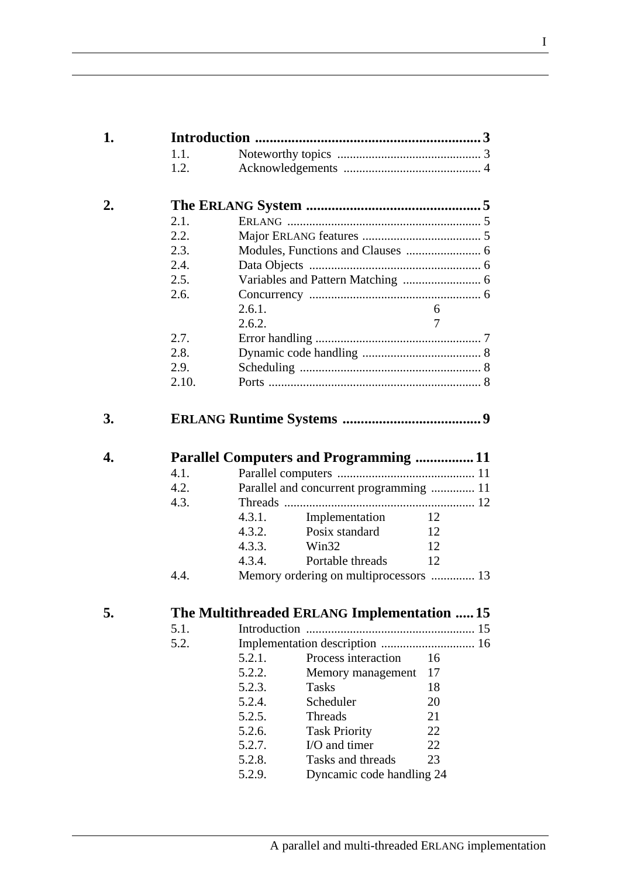1. **Introduction** .............................................................. **3**
   - 1.1. Noteworthy topics .............................................. 3
   - 1.2. Acknowledgements ............................................. 4

2. **The ERLANG System** ................................................ **5**
   - 2.1. ERLANG ............................................................... 5
   - 2.2. Major ERLANG features ....................................... 5
   - 2.3. Modules, Functions and Clauses ........................ 6
   - 2.4. Data Objects ....................................................... 6
   - 2.5. Variables and Pattern Matching ......................... 6
   - 2.6. Concurrency ....................................................... 6
     - 2.6.1. 6
     - 2.6.2. 7
   - 2.7. Error handling ..................................................... 7
   - 2.8. Dynamic code handling ...................................... 8
   - 2.9. Scheduling .......................................................... 8
   - 2.10. Ports .................................................................... 8

3. **ERLANG Runtime Systems** ...................................... **9**

4. **Parallel Computers and Programming** ................ **11**
   - 4.1. Parallel computers ............................................ 11
   - 4.2. Parallel and concurrent programming .............. 11
   - 4.3. Threads ............................................................. 12
     - 4.3.1. Implementation 12
     - 4.3.2. Posix standard 12
     - 4.3.3. Win32 12
     - 4.3.4. Portable threads 12
   - 4.4. Memory ordering on multiprocessors .............. 13

5. **The Multithreaded ERLANG Implementation** ..... **15**
   - 5.1. Introduction ...................................................... 15
   - 5.2. Implementation description .............................. 16
     - 5.2.1. Process interaction 16
     - 5.2.2. Memory management 17
     - 5.2.3. Tasks 18
     - 5.2.4. Scheduler 20
     - 5.2.5. Threads 21
     - 5.2.6. Task Priority 22
     - 5.2.7. I/O and timer 22
     - 5.2.8. Tasks and threads 23
     - 5.2.9. Dyncamic code handling 24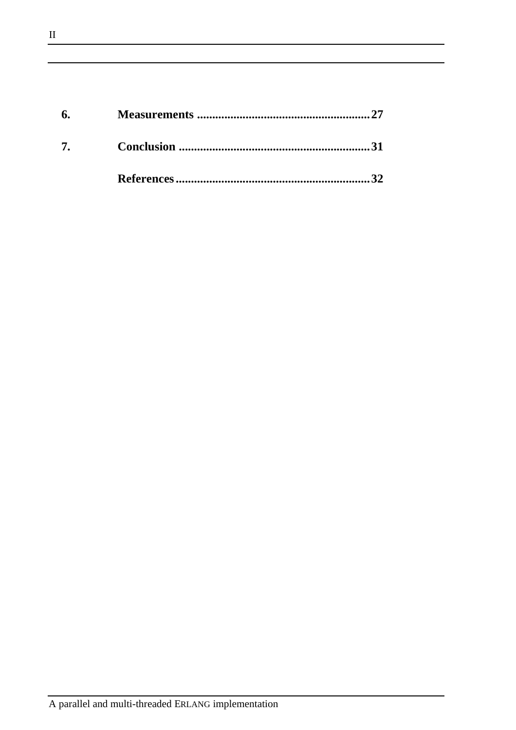**6. Measurements ........................................................ 27**

**7. Conclusion .............................................................. 31**

**References ............................................................... 32**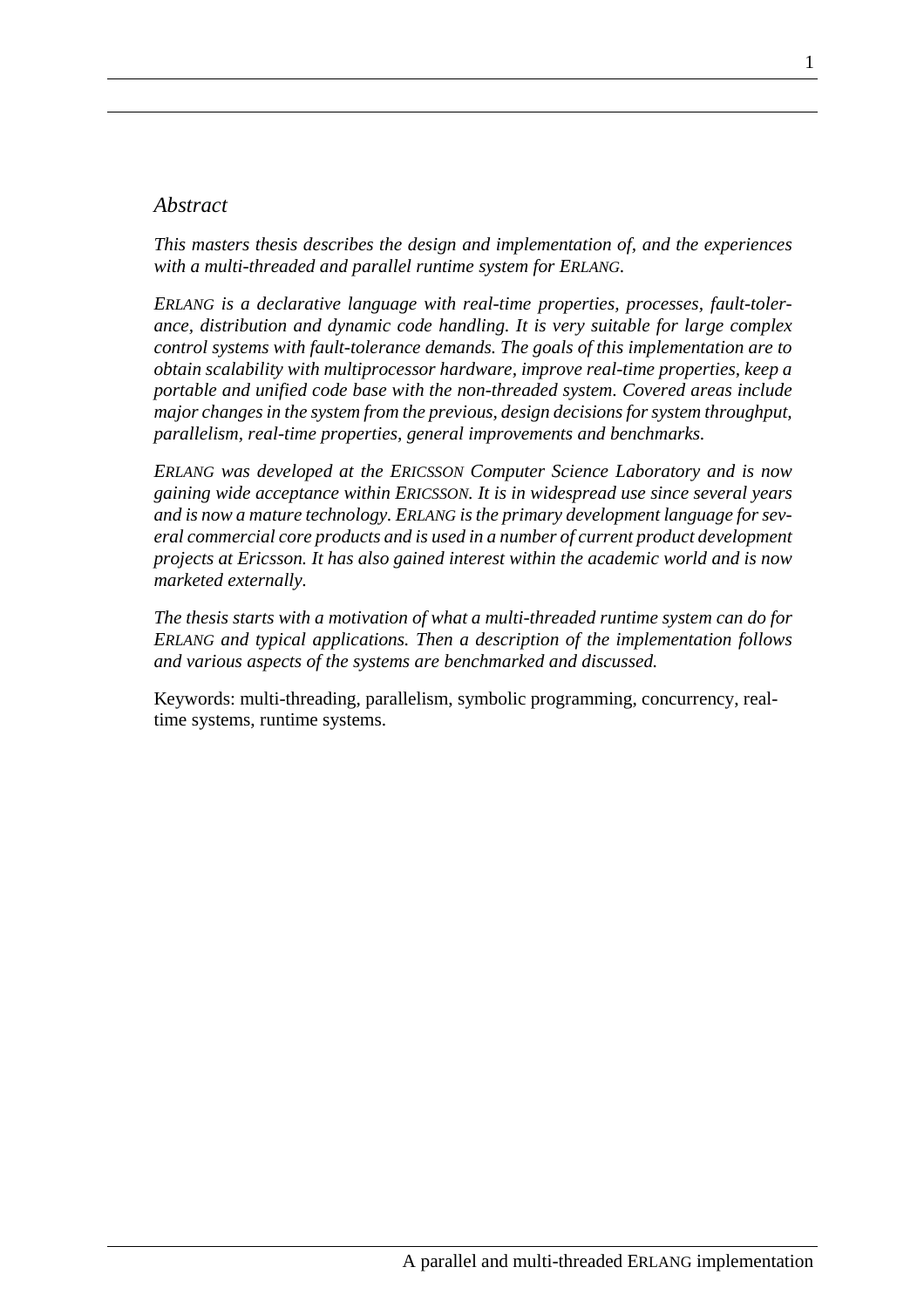## *Abstract*

*This masters thesis describes the design and implementation of, and the experiences with a multi-threaded and parallel runtime system for ERLANG.*

*ERLANG is a declarative language with real-time properties, processes, fault-tolerance, distribution and dynamic code handling. It is very suitable for large complex control systems with fault-tolerance demands. The goals of this implementation are to obtain scalability with multiprocessor hardware, improve real-time properties, keep a portable and unified code base with the non-threaded system. Covered areas include major changes in the system from the previous, design decisions for system throughput, parallelism, real-time properties, general improvements and benchmarks.*

*ERLANG was developed at the ERICSSON Computer Science Laboratory and is now gaining wide acceptance within ERICSSON. It is in widespread use since several years and is now a mature technology. ERLANG is the primary development language for several commercial core products and is used in a number of current product development projects at Ericsson. It has also gained interest within the academic world and is now marketed externally.*

*The thesis starts with a motivation of what a multi-threaded runtime system can do for ERLANG and typical applications. Then a description of the implementation follows and various aspects of the systems are benchmarked and discussed.*

Keywords: multi-threading, parallelism, symbolic programming, concurrency, real-time systems, runtime systems.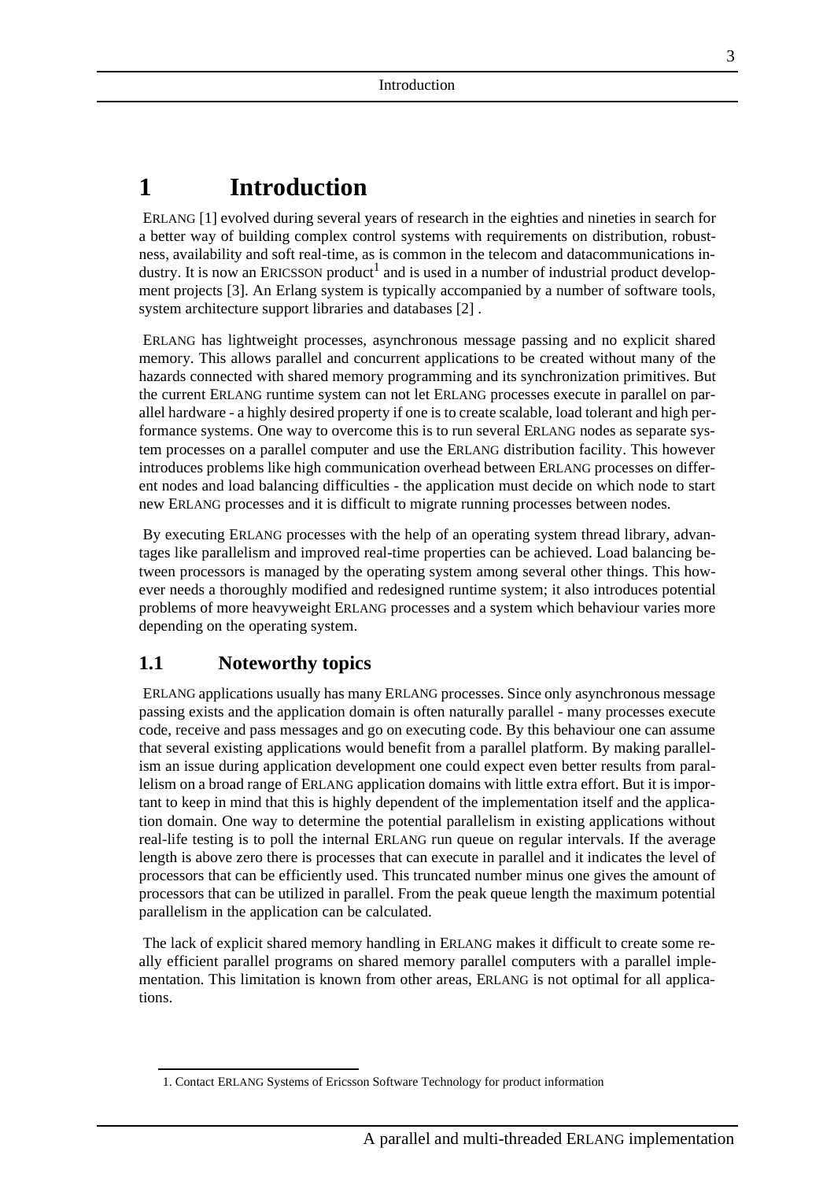# 1 Introduction

ERLANG [1] evolved during several years of research in the eighties and nineties in search for a better way of building complex control systems with requirements on distribution, robustness, availability and soft real-time, as is common in the telecom and datacommunications industry. It is now an ERICSSON product[1] and is used in a number of industrial product development projects [3]. An Erlang system is typically accompanied by a number of software tools, system architecture support libraries and databases [2] .

ERLANG has lightweight processes, asynchronous message passing and no explicit shared memory. This allows parallel and concurrent applications to be created without many of the hazards connected with shared memory programming and its synchronization primitives. But the current ERLANG runtime system can not let ERLANG processes execute in parallel on parallel hardware - a highly desired property if one is to create scalable, load tolerant and high performance systems. One way to overcome this is to run several ERLANG nodes as separate system processes on a parallel computer and use the ERLANG distribution facility. This however introduces problems like high communication overhead between ERLANG processes on different nodes and load balancing difficulties - the application must decide on which node to start new ERLANG processes and it is difficult to migrate running processes between nodes.

By executing ERLANG processes with the help of an operating system thread library, advantages like parallelism and improved real-time properties can be achieved. Load balancing between processors is managed by the operating system among several other things. This however needs a thoroughly modified and redesigned runtime system; it also introduces potential problems of more heavyweight ERLANG processes and a system which behaviour varies more depending on the operating system.

## 1.1 Noteworthy topics

ERLANG applications usually has many ERLANG processes. Since only asynchronous message passing exists and the application domain is often naturally parallel - many processes execute code, receive and pass messages and go on executing code. By this behaviour one can assume that several existing applications would benefit from a parallel platform. By making parallelism an issue during application development one could expect even better results from parallelism on a broad range of ERLANG application domains with little extra effort. But it is important to keep in mind that this is highly dependent of the implementation itself and the application domain. One way to determine the potential parallelism in existing applications without real-life testing is to poll the internal ERLANG run queue on regular intervals. If the average length is above zero there is processes that can execute in parallel and it indicates the level of processors that can be efficiently used. This truncated number minus one gives the amount of processors that can be utilized in parallel. From the peak queue length the maximum potential parallelism in the application can be calculated.

The lack of explicit shared memory handling in ERLANG makes it difficult to create some really efficient parallel programs on shared memory parallel computers with a parallel implementation. This limitation is known from other areas, ERLANG is not optimal for all applications.

1. Contact ERLANG Systems of Ericsson Software Technology for product information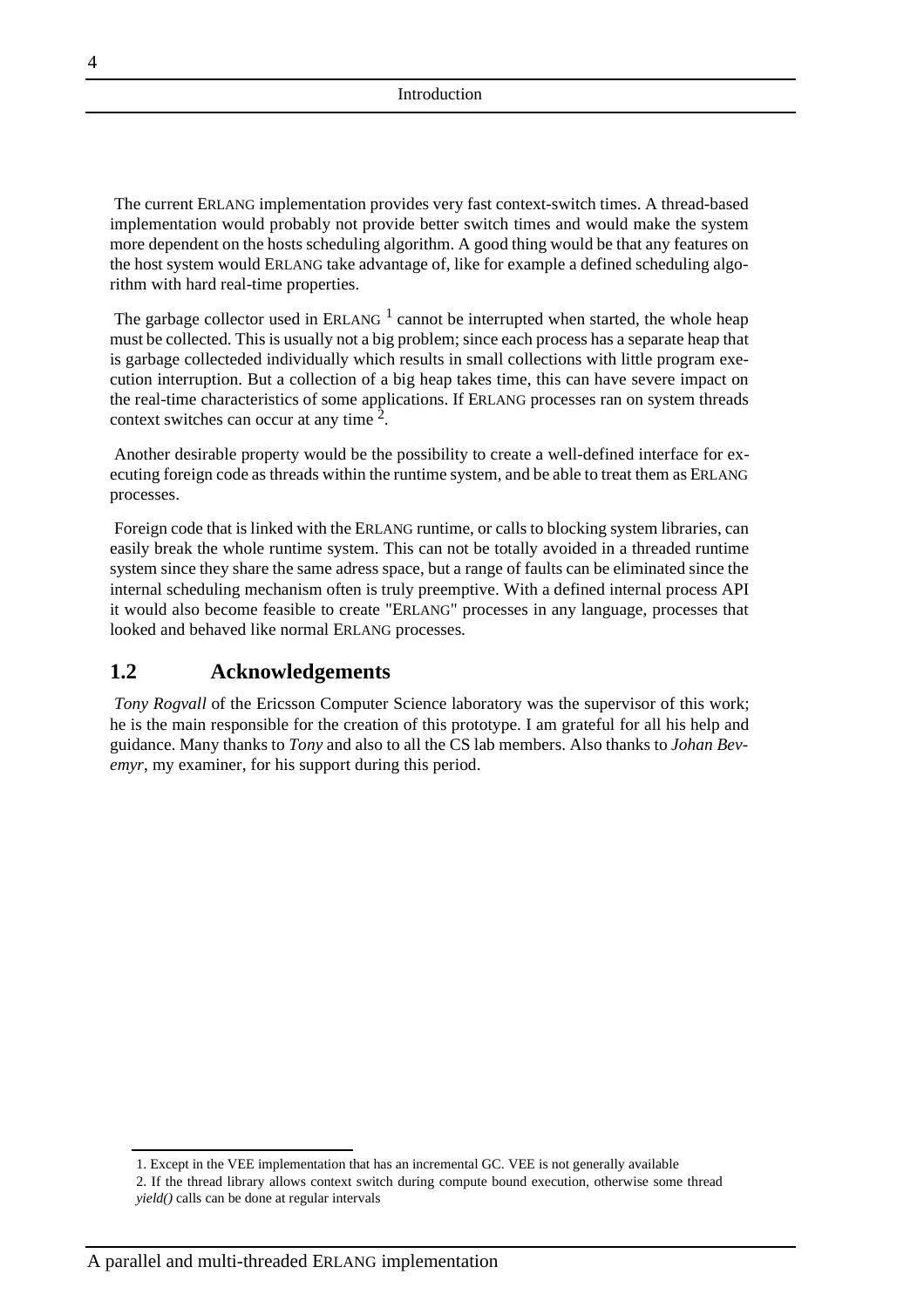The current ERLANG implementation provides very fast context-switch times. A thread-based implementation would probably not provide better switch times and would make the system more dependent on the hosts scheduling algorithm. A good thing would be that any features on the host system would ERLANG take advantage of, like for example a defined scheduling algorithm with hard real-time properties.

The garbage collector used in ERLANG [1] cannot be interrupted when started, the whole heap must be collected. This is usually not a big problem; since each process has a separate heap that is garbage collecteded individually which results in small collections with little program execution interruption. But a collection of a big heap takes time, this can have severe impact on the real-time characteristics of some applications. If ERLANG processes ran on system threads context switches can occur at any time [2].

Another desirable property would be the possibility to create a well-defined interface for executing foreign code as threads within the runtime system, and be able to treat them as ERLANG processes.

Foreign code that is linked with the ERLANG runtime, or calls to blocking system libraries, can easily break the whole runtime system. This can not be totally avoided in a threaded runtime system since they share the same adress space, but a range of faults can be eliminated since the internal scheduling mechanism often is truly preemptive. With a defined internal process API it would also become feasible to create "ERLANG" processes in any language, processes that looked and behaved like normal ERLANG processes.

## 1.2 Acknowledgements

*Tony Rogvall* of the Ericsson Computer Science laboratory was the supervisor of this work; he is the main responsible for the creation of this prototype. I am grateful for all his help and guidance. Many thanks to *Tony* and also to all the CS lab members. Also thanks to *Johan Bevemyr*, my examiner, for his support during this period.

---

1. Except in the VEE implementation that has an incremental GC. VEE is not generally available
2. If the thread library allows context switch during compute bound execution, otherwise some thread *yield()* calls can be done at regular intervals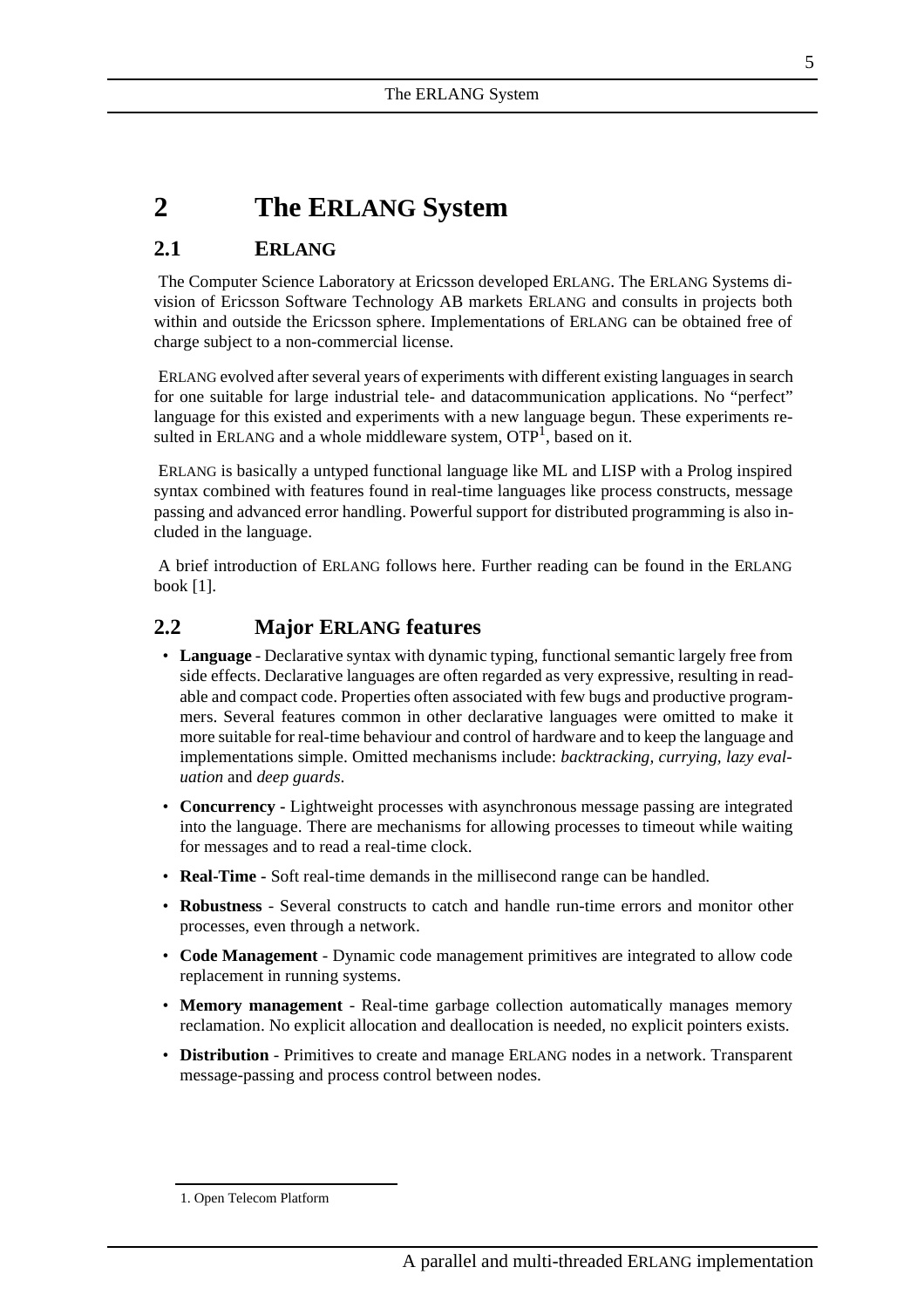# 2 The ERLANG System

## 2.1 ERLANG

The Computer Science Laboratory at Ericsson developed ERLANG. The ERLANG Systems division of Ericsson Software Technology AB markets ERLANG and consults in projects both within and outside the Ericsson sphere. Implementations of ERLANG can be obtained free of charge subject to a non-commercial license.

ERLANG evolved after several years of experiments with different existing languages in search for one suitable for large industrial tele- and datacommunication applications. No "perfect" language for this existed and experiments with a new language begun. These experiments resulted in ERLANG and a whole middleware system, OTP[1], based on it.

ERLANG is basically a untyped functional language like ML and LISP with a Prolog inspired syntax combined with features found in real-time languages like process constructs, message passing and advanced error handling. Powerful support for distributed programming is also included in the language.

A brief introduction of ERLANG follows here. Further reading can be found in the ERLANG book [1].

## 2.2 Major ERLANG features

- **Language** - Declarative syntax with dynamic typing, functional semantic largely free from side effects. Declarative languages are often regarded as very expressive, resulting in readable and compact code. Properties often associated with few bugs and productive programmers. Several features common in other declarative languages were omitted to make it more suitable for real-time behaviour and control of hardware and to keep the language and implementations simple. Omitted mechanisms include: *backtracking, currying, lazy evaluation* and *deep guards*.
- **Concurrency** - Lightweight processes with asynchronous message passing are integrated into the language. There are mechanisms for allowing processes to timeout while waiting for messages and to read a real-time clock.
- **Real-Time** - Soft real-time demands in the millisecond range can be handled.
- **Robustness** - Several constructs to catch and handle run-time errors and monitor other processes, even through a network.
- **Code Management** - Dynamic code management primitives are integrated to allow code replacement in running systems.
- **Memory management** - Real-time garbage collection automatically manages memory reclamation. No explicit allocation and deallocation is needed, no explicit pointers exists.
- **Distribution** - Primitives to create and manage ERLANG nodes in a network. Transparent message-passing and process control between nodes.

1. Open Telecom Platform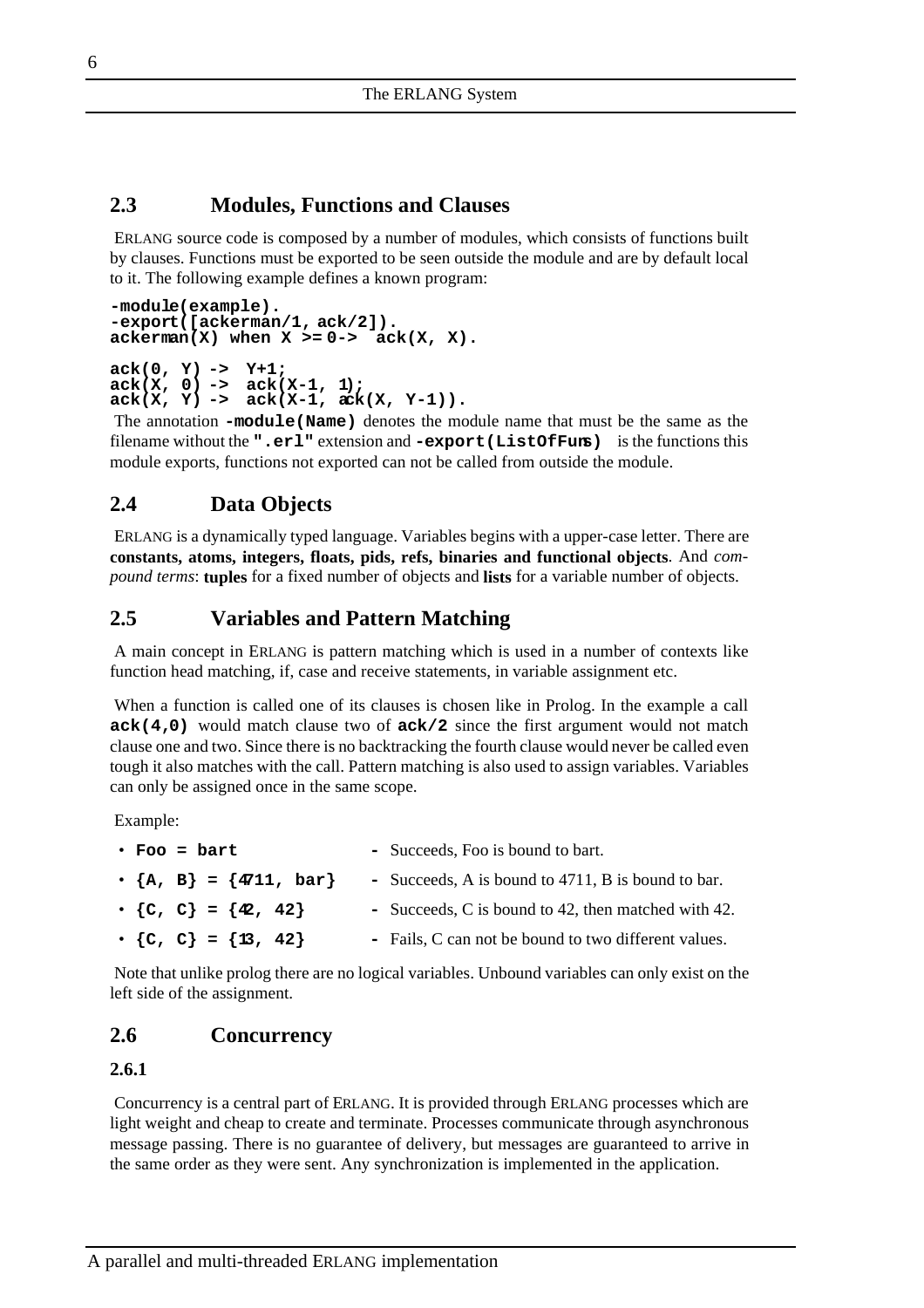## 2.3 Modules, Functions and Clauses

ERLANG source code is composed by a number of modules, which consists of functions built by clauses. Functions must be exported to be seen outside the module and are by default local to it. The following example defines a known program:

```
-module(example).
-export([ackerman/1, ack/2]).
ackerman(X) when X >= 0 -> ack(X, X).

ack(0, Y) -> Y+1;
ack(X, 0) -> ack(X-1, 1);
ack(X, Y) -> ack(X-1, ack(X, Y-1)).
```

The annotation **`-module(Name)`** denotes the module name that must be the same as the filename without the **`".erl"`** extension and **`-export(ListOfFuns)`** is the functions this module exports, functions not exported can not be called from outside the module.

## 2.4 Data Objects

ERLANG is a dynamically typed language. Variables begins with a upper-case letter. There are **constants, atoms, integers, floats, pids, refs, binaries and functional objects**. And *compound terms*: **tuples** for a fixed number of objects and **lists** for a variable number of objects.

## 2.5 Variables and Pattern Matching

A main concept in ERLANG is pattern matching which is used in a number of contexts like function head matching, if, case and receive statements, in variable assignment etc.

When a function is called one of its clauses is chosen like in Prolog. In the example a call **`ack(4,0)`** would match clause two of **`ack/2`** since the first argument would not match clause one and two. Since there is no backtracking the fourth clause would never be called even tough it also matches with the call. Pattern matching is also used to assign variables. Variables can only be assigned once in the same scope.

Example:

- **`Foo = bart`** - Succeeds, Foo is bound to bart.
- **`{A, B} = {4711, bar}`** - Succeeds, A is bound to 4711, B is bound to bar.
- **`{C, C} = {42, 42}`** - Succeeds, C is bound to 42, then matched with 42.
- **`{C, C} = {13, 42}`** - Fails, C can not be bound to two different values.

Note that unlike prolog there are no logical variables. Unbound variables can only exist on the left side of the assignment.

## 2.6 Concurrency

### 2.6.1

Concurrency is a central part of ERLANG. It is provided through ERLANG processes which are light weight and cheap to create and terminate. Processes communicate through asynchronous message passing. There is no guarantee of delivery, but messages are guaranteed to arrive in the same order as they were sent. Any synchronization is implemented in the application.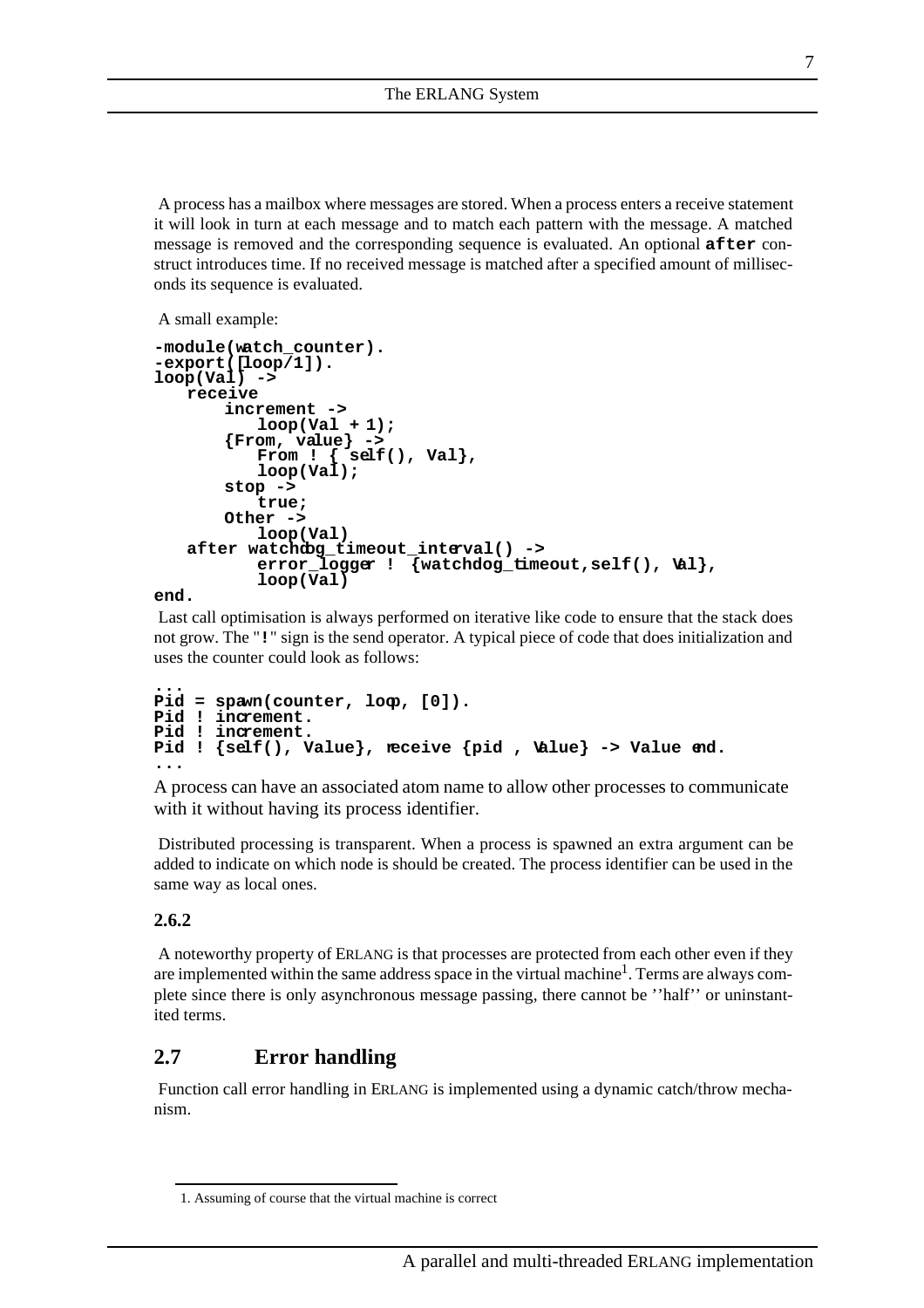A process has a mailbox where messages are stored. When a process enters a receive statement it will look in turn at each message and to match each pattern with the message. A matched message is removed and the corresponding sequence is evaluated. An optional **after** construct introduces time. If no received message is matched after a specified amount of milliseconds its sequence is evaluated.

A small example:

```
-module(watch_counter).
-export([loop/1]).
loop(Val) ->
   receive
       increment ->
           loop(Val + 1);
       {From, value} ->
           From ! { self(), Val},
           loop(Val);
       stop ->
           true;
       Other ->
           loop(Val)
   after watchdog_timeout_interval() ->
           error_logger ! {watchdog_timeout,self(), Val},
           loop(Val)
end.
```

Last call optimisation is always performed on iterative like code to ensure that the stack does not grow. The "**!**" sign is the send operator. A typical piece of code that does initialization and uses the counter could look as follows:

```
...
Pid = spawn(counter, loop, [0]).
Pid ! increment.
Pid ! increment.
Pid ! {self(), Value}, receive {pid , Value} -> Value end.
...
```

A process can have an associated atom name to allow other processes to communicate with it without having its process identifier.

Distributed processing is transparent. When a process is spawned an extra argument can be added to indicate on which node is should be created. The process identifier can be used in the same way as local ones.

### 2.6.2

A noteworthy property of ERLANG is that processes are protected from each other even if they are implemented within the same address space in the virtual machine[1]. Terms are always complete since there is only asynchronous message passing, there cannot be ''half'' or uninstantited terms.

## 2.7 Error handling

Function call error handling in ERLANG is implemented using a dynamic catch/throw mechanism.

1. Assuming of course that the virtual machine is correct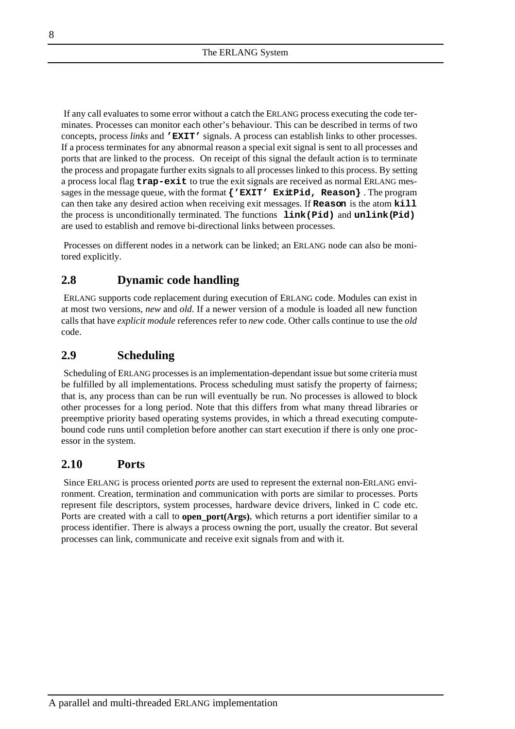If any call evaluates to some error without a catch the ERLANG process executing the code terminates. Processes can monitor each other's behaviour. This can be described in terms of two concepts, process *links* and **'EXIT'** signals. A process can establish links to other processes. If a process terminates for any abnormal reason a special exit signal is sent to all processes and ports that are linked to the process. On receipt of this signal the default action is to terminate the process and propagate further exits signals to all processes linked to this process. By setting a process local flag **trap-exit** to true the exit signals are received as normal ERLANG messages in the message queue, with the format **{'EXIT' ExitPid, Reason}** . The program can then take any desired action when receiving exit messages. If **Reason** is the atom **kill** the process is unconditionally terminated. The functions **link(Pid)** and **unlink(Pid)** are used to establish and remove bi-directional links between processes.

Processes on different nodes in a network can be linked; an ERLANG node can also be monitored explicitly.

## 2.8 Dynamic code handling

ERLANG supports code replacement during execution of ERLANG code. Modules can exist in at most two versions, *new* and *old*. If a newer version of a module is loaded all new function calls that have *explicit module* references refer to *new* code. Other calls continue to use the *old* code.

## 2.9 Scheduling

Scheduling of ERLANG processes is an implementation-dependant issue but some criteria must be fulfilled by all implementations. Process scheduling must satisfy the property of fairness; that is, any process than can be run will eventually be run. No processes is allowed to block other processes for a long period. Note that this differs from what many thread libraries or preemptive priority based operating systems provides, in which a thread executing compute-bound code runs until completion before another can start execution if there is only one processor in the system.

## 2.10 Ports

Since ERLANG is process oriented *ports* are used to represent the external non-ERLANG environment. Creation, termination and communication with ports are similar to processes. Ports represent file descriptors, system processes, hardware device drivers, linked in C code etc. Ports are created with a call to **open_port(Args)**, which returns a port identifier similar to a process identifier. There is always a process owning the port, usually the creator. But several processes can link, communicate and receive exit signals from and with it.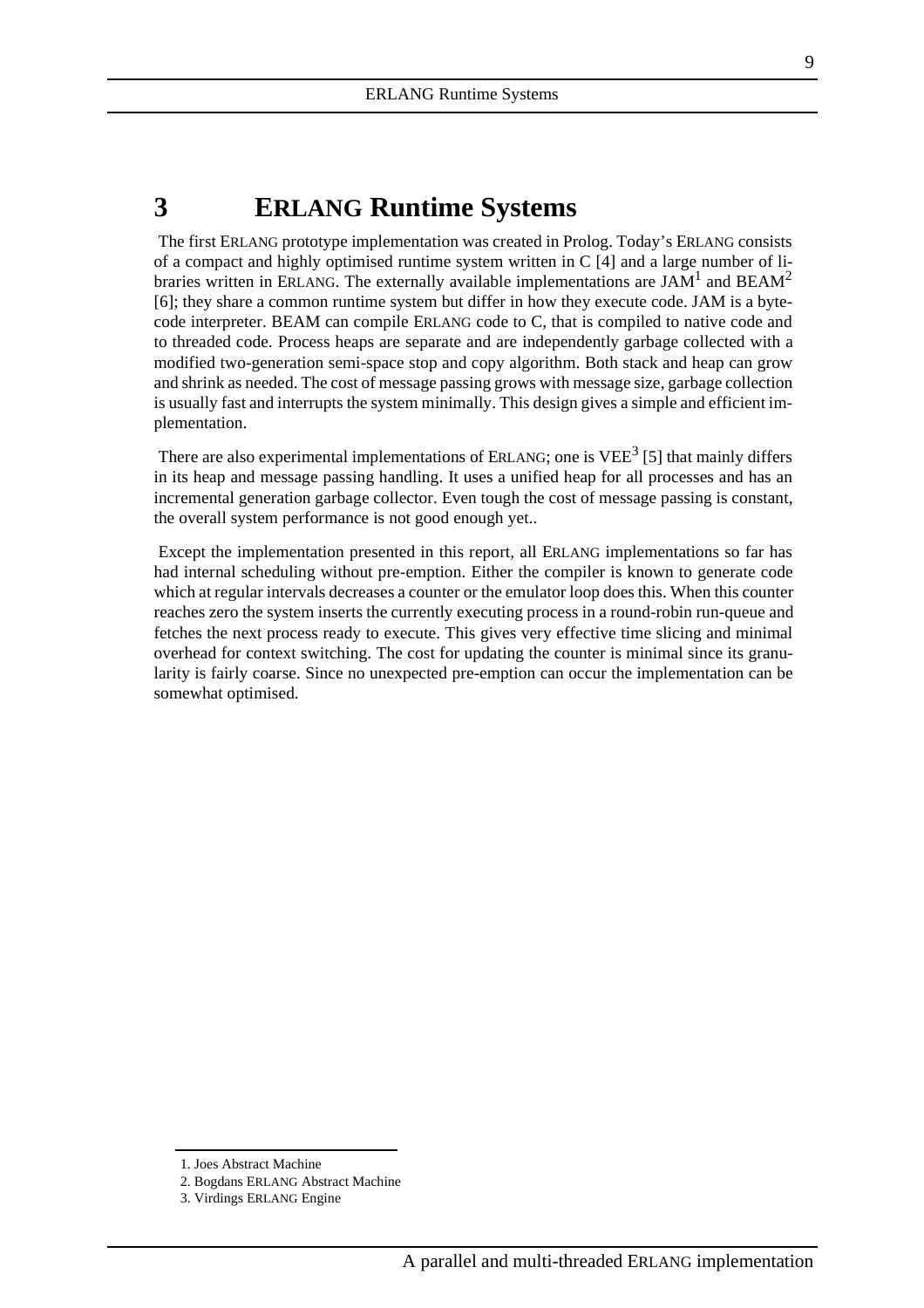# 3 ERLANG Runtime Systems

The first ERLANG prototype implementation was created in Prolog. Today's ERLANG consists of a compact and highly optimised runtime system written in C [4] and a large number of libraries written in ERLANG. The externally available implementations are JAM[1] and BEAM[2] [6]; they share a common runtime system but differ in how they execute code. JAM is a byte-code interpreter. BEAM can compile ERLANG code to C, that is compiled to native code and to threaded code. Process heaps are separate and are independently garbage collected with a modified two-generation semi-space stop and copy algorithm. Both stack and heap can grow and shrink as needed. The cost of message passing grows with message size, garbage collection is usually fast and interrupts the system minimally. This design gives a simple and efficient implementation.

There are also experimental implementations of ERLANG; one is VEE[3] [5] that mainly differs in its heap and message passing handling. It uses a unified heap for all processes and has an incremental generation garbage collector. Even tough the cost of message passing is constant, the overall system performance is not good enough yet..

Except the implementation presented in this report, all ERLANG implementations so far has had internal scheduling without pre-emption. Either the compiler is known to generate code which at regular intervals decreases a counter or the emulator loop does this. When this counter reaches zero the system inserts the currently executing process in a round-robin run-queue and fetches the next process ready to execute. This gives very effective time slicing and minimal overhead for context switching. The cost for updating the counter is minimal since its granularity is fairly coarse. Since no unexpected pre-emption can occur the implementation can be somewhat optimised.

1. Joes Abstract Machine
2. Bogdans ERLANG Abstract Machine
3. Virdings ERLANG Engine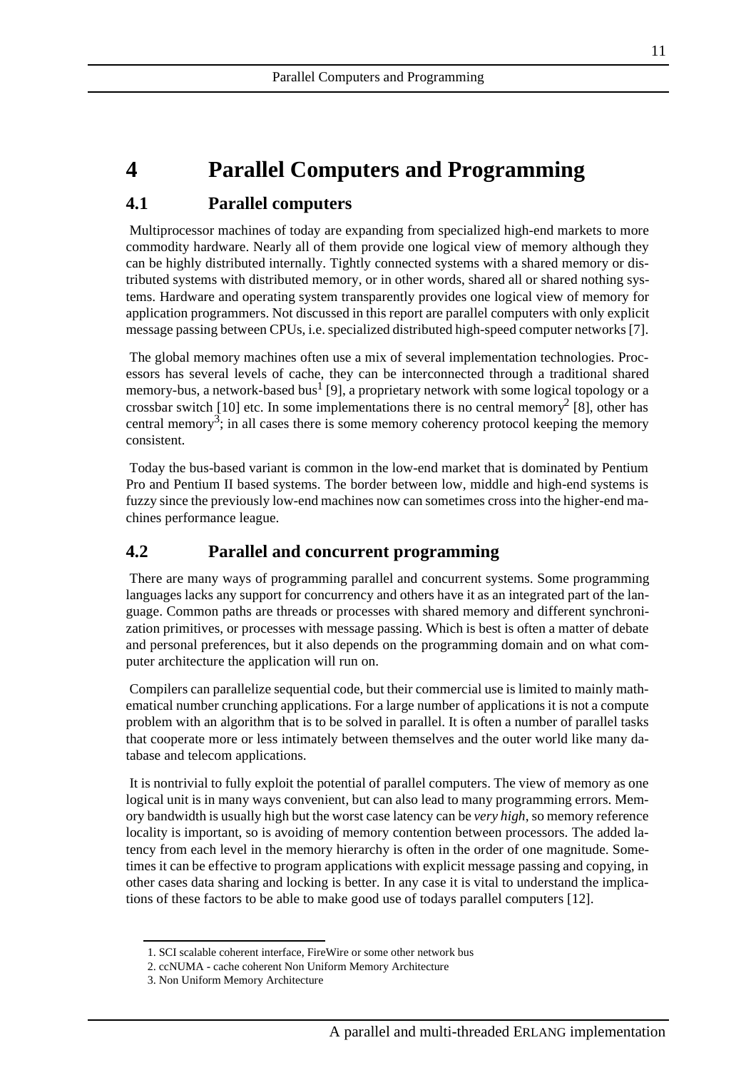# 4 Parallel Computers and Programming

## 4.1 Parallel computers

Multiprocessor machines of today are expanding from specialized high-end markets to more commodity hardware. Nearly all of them provide one logical view of memory although they can be highly distributed internally. Tightly connected systems with a shared memory or distributed systems with distributed memory, or in other words, shared all or shared nothing systems. Hardware and operating system transparently provides one logical view of memory for application programmers. Not discussed in this report are parallel computers with only explicit message passing between CPUs, i.e. specialized distributed high-speed computer networks [7].

The global memory machines often use a mix of several implementation technologies. Processors has several levels of cache, they can be interconnected through a traditional shared memory-bus, a network-based bus[1] [9], a proprietary network with some logical topology or a crossbar switch [10] etc. In some implementations there is no central memory[2] [8], other has central memory[3]; in all cases there is some memory coherency protocol keeping the memory consistent.

Today the bus-based variant is common in the low-end market that is dominated by Pentium Pro and Pentium II based systems. The border between low, middle and high-end systems is fuzzy since the previously low-end machines now can sometimes cross into the higher-end machines performance league.

## 4.2 Parallel and concurrent programming

There are many ways of programming parallel and concurrent systems. Some programming languages lacks any support for concurrency and others have it as an integrated part of the language. Common paths are threads or processes with shared memory and different synchronization primitives, or processes with message passing. Which is best is often a matter of debate and personal preferences, but it also depends on the programming domain and on what computer architecture the application will run on.

Compilers can parallelize sequential code, but their commercial use is limited to mainly mathematical number crunching applications. For a large number of applications it is not a compute problem with an algorithm that is to be solved in parallel. It is often a number of parallel tasks that cooperate more or less intimately between themselves and the outer world like many database and telecom applications.

It is nontrivial to fully exploit the potential of parallel computers. The view of memory as one logical unit is in many ways convenient, but can also lead to many programming errors. Memory bandwidth is usually high but the worst case latency can be *very high*, so memory reference locality is important, so is avoiding of memory contention between processors. The added latency from each level in the memory hierarchy is often in the order of one magnitude. Sometimes it can be effective to program applications with explicit message passing and copying, in other cases data sharing and locking is better. In any case it is vital to understand the implications of these factors to be able to make good use of todays parallel computers [12].

1. SCI scalable coherent interface, FireWire or some other network bus
2. ccNUMA - cache coherent Non Uniform Memory Architecture
3. Non Uniform Memory Architecture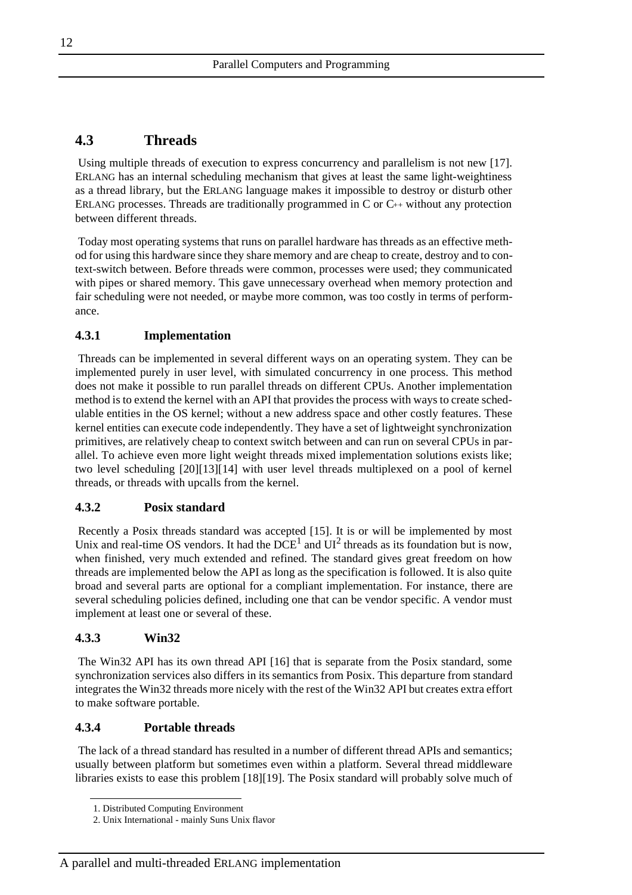## 4.3 Threads

Using multiple threads of execution to express concurrency and parallelism is not new [17]. ERLANG has an internal scheduling mechanism that gives at least the same light-weightiness as a thread library, but the ERLANG language makes it impossible to destroy or disturb other ERLANG processes. Threads are traditionally programmed in C or C++ without any protection between different threads.

Today most operating systems that runs on parallel hardware has threads as an effective method for using this hardware since they share memory and are cheap to create, destroy and to context-switch between. Before threads were common, processes were used; they communicated with pipes or shared memory. This gave unnecessary overhead when memory protection and fair scheduling were not needed, or maybe more common, was too costly in terms of performance.

### 4.3.1 Implementation

Threads can be implemented in several different ways on an operating system. They can be implemented purely in user level, with simulated concurrency in one process. This method does not make it possible to run parallel threads on different CPUs. Another implementation method is to extend the kernel with an API that provides the process with ways to create schedulable entities in the OS kernel; without a new address space and other costly features. These kernel entities can execute code independently. They have a set of lightweight synchronization primitives, are relatively cheap to context switch between and can run on several CPUs in parallel. To achieve even more light weight threads mixed implementation solutions exists like; two level scheduling [20][13][14] with user level threads multiplexed on a pool of kernel threads, or threads with upcalls from the kernel.

### 4.3.2 Posix standard

Recently a Posix threads standard was accepted [15]. It is or will be implemented by most Unix and real-time OS vendors. It had the DCE[1] and UI[2] threads as its foundation but is now, when finished, very much extended and refined. The standard gives great freedom on how threads are implemented below the API as long as the specification is followed. It is also quite broad and several parts are optional for a compliant implementation. For instance, there are several scheduling policies defined, including one that can be vendor specific. A vendor must implement at least one or several of these.

### 4.3.3 Win32

The Win32 API has its own thread API [16] that is separate from the Posix standard, some synchronization services also differs in its semantics from Posix. This departure from standard integrates the Win32 threads more nicely with the rest of the Win32 API but creates extra effort to make software portable.

### 4.3.4 Portable threads

The lack of a thread standard has resulted in a number of different thread APIs and semantics; usually between platform but sometimes even within a platform. Several thread middleware libraries exists to ease this problem [18][19]. The Posix standard will probably solve much of

1. Distributed Computing Environment
2. Unix International - mainly Suns Unix flavor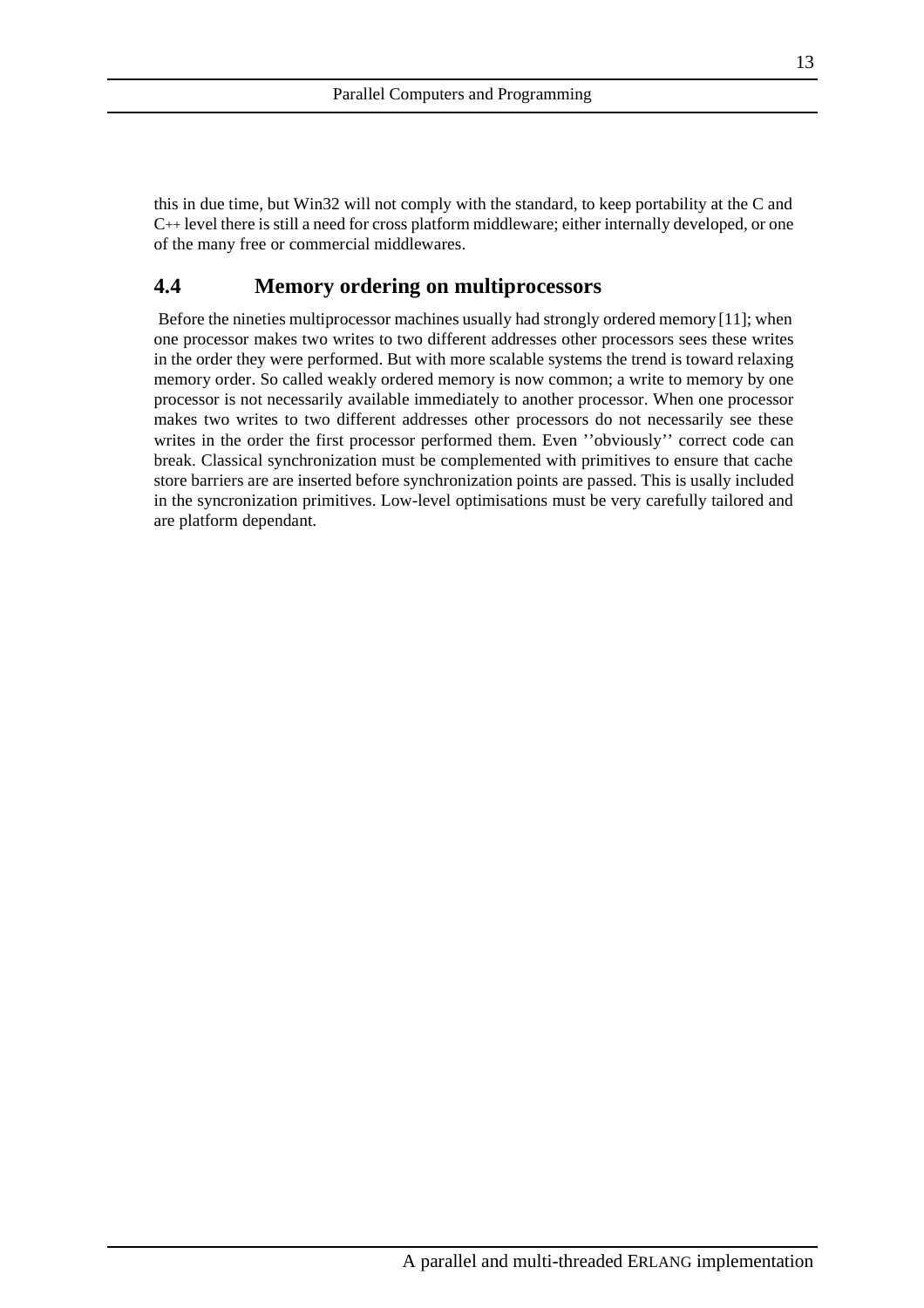this in due time, but Win32 will not comply with the standard, to keep portability at the C and C++ level there is still a need for cross platform middleware; either internally developed, or one of the many free or commercial middlewares.

## 4.4 Memory ordering on multiprocessors

Before the nineties multiprocessor machines usually had strongly ordered memory [11]; when one processor makes two writes to two different addresses other processors sees these writes in the order they were performed. But with more scalable systems the trend is toward relaxing memory order. So called weakly ordered memory is now common; a write to memory by one processor is not necessarily available immediately to another processor. When one processor makes two writes to two different addresses other processors do not necessarily see these writes in the order the first processor performed them. Even ''obviously'' correct code can break. Classical synchronization must be complemented with primitives to ensure that cache store barriers are are inserted before synchronization points are passed. This is usally included in the syncronization primitives. Low-level optimisations must be very carefully tailored and are platform dependant.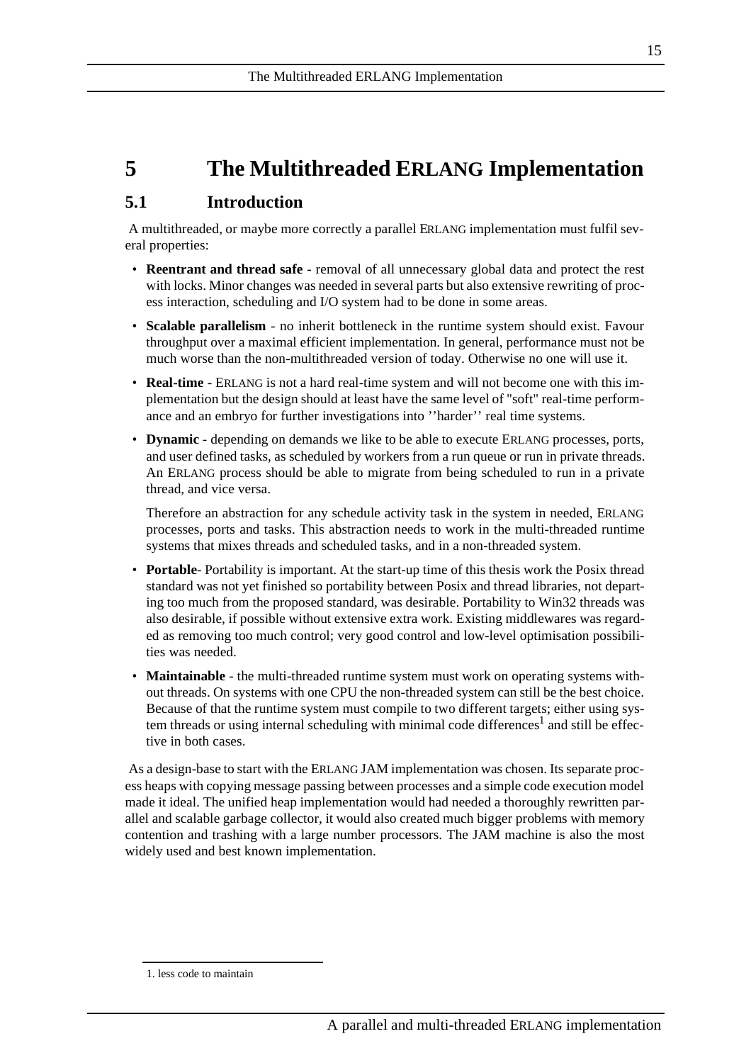# 5 The Multithreaded ERLANG Implementation

## 5.1 Introduction

A multithreaded, or maybe more correctly a parallel ERLANG implementation must fulfil several properties:

- **Reentrant and thread safe** - removal of all unnecessary global data and protect the rest with locks. Minor changes was needed in several parts but also extensive rewriting of process interaction, scheduling and I/O system had to be done in some areas.
- **Scalable parallelism** - no inherit bottleneck in the runtime system should exist. Favour throughput over a maximal efficient implementation. In general, performance must not be much worse than the non-multithreaded version of today. Otherwise no one will use it.
- **Real-time** - ERLANG is not a hard real-time system and will not become one with this implementation but the design should at least have the same level of "soft" real-time performance and an embryo for further investigations into ''harder'' real time systems.
- **Dynamic** - depending on demands we like to be able to execute ERLANG processes, ports, and user defined tasks, as scheduled by workers from a run queue or run in private threads. An ERLANG process should be able to migrate from being scheduled to run in a private thread, and vice versa.

  Therefore an abstraction for any schedule activity task in the system in needed, ERLANG processes, ports and tasks. This abstraction needs to work in the multi-threaded runtime systems that mixes threads and scheduled tasks, and in a non-threaded system.
- **Portable**- Portability is important. At the start-up time of this thesis work the Posix thread standard was not yet finished so portability between Posix and thread libraries, not departing too much from the proposed standard, was desirable. Portability to Win32 threads was also desirable, if possible without extensive extra work. Existing middlewares was regarded as removing too much control; very good control and low-level optimisation possibilities was needed.
- **Maintainable** - the multi-threaded runtime system must work on operating systems without threads. On systems with one CPU the non-threaded system can still be the best choice. Because of that the runtime system must compile to two different targets; either using system threads or using internal scheduling with minimal code differences[1] and still be effective in both cases.

As a design-base to start with the ERLANG JAM implementation was chosen. Its separate process heaps with copying message passing between processes and a simple code execution model made it ideal. The unified heap implementation would had needed a thoroughly rewritten parallel and scalable garbage collector, it would also created much bigger problems with memory contention and trashing with a large number processors. The JAM machine is also the most widely used and best known implementation.

1. less code to maintain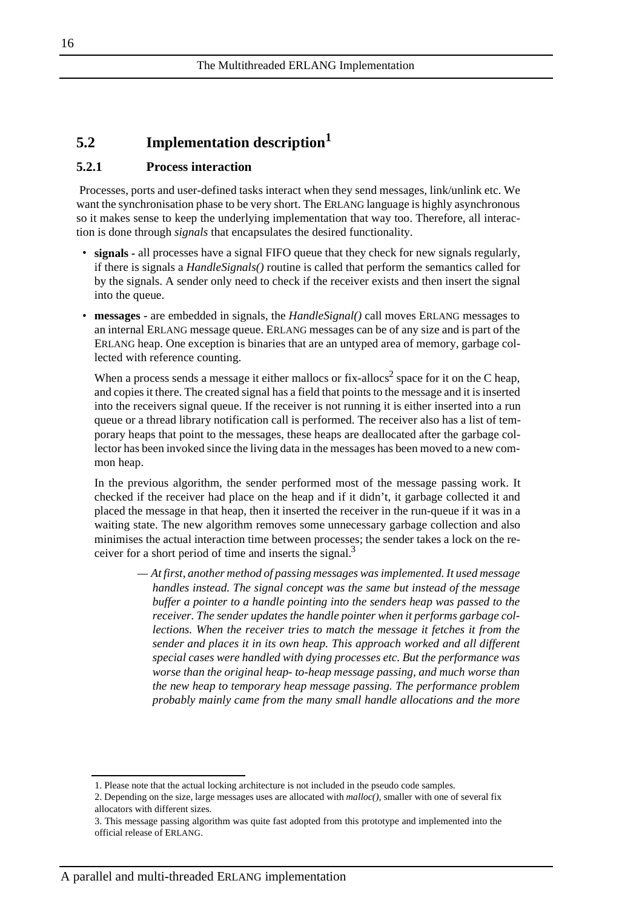## 5.2 Implementation description[1]

### 5.2.1 Process interaction

Processes, ports and user-defined tasks interact when they send messages, link/unlink etc. We want the synchronisation phase to be very short. The ERLANG language is highly asynchronous so it makes sense to keep the underlying implementation that way too. Therefore, all interaction is done through *signals* that encapsulates the desired functionality.

- **signals -** all processes have a signal FIFO queue that they check for new signals regularly, if there is signals a *HandleSignals()* routine is called that perform the semantics called for by the signals. A sender only need to check if the receiver exists and then insert the signal into the queue.
- **messages -** are embedded in signals, the *HandleSignal()* call moves ERLANG messages to an internal ERLANG message queue. ERLANG messages can be of any size and is part of the ERLANG heap. One exception is binaries that are an untyped area of memory, garbage collected with reference counting.

  When a process sends a message it either mallocs or fix-allocs[2] space for it on the C heap, and copies it there. The created signal has a field that points to the message and it is inserted into the receivers signal queue. If the receiver is not running it is either inserted into a run queue or a thread library notification call is performed. The receiver also has a list of temporary heaps that point to the messages, these heaps are deallocated after the garbage collector has been invoked since the living data in the messages has been moved to a new common heap.

  In the previous algorithm, the sender performed most of the message passing work. It checked if the receiver had place on the heap and if it didn't, it garbage collected it and placed the message in that heap, then it inserted the receiver in the run-queue if it was in a waiting state. The new algorithm removes some unnecessary garbage collection and also minimises the actual interaction time between processes; the sender takes a lock on the receiver for a short period of time and inserts the signal.[3]

  > — *At first, another method of passing messages was implemented. It used message handles instead. The signal concept was the same but instead of the message buffer a pointer to a handle pointing into the senders heap was passed to the receiver. The sender updates the handle pointer when it performs garbage collections. When the receiver tries to match the message it fetches it from the sender and places it in its own heap. This approach worked and all different special cases were handled with dying processes etc. But the performance was worse than the original heap- to-heap message passing, and much worse than the new heap to temporary heap message passing. The performance problem probably mainly came from the many small handle allocations and the more*

---

1. Please note that the actual locking architecture is not included in the pseudo code samples.
2. Depending on the size, large messages uses are allocated with *malloc()*, smaller with one of several fix allocators with different sizes.
3. This message passing algorithm was quite fast adopted from this prototype and implemented into the official release of ERLANG.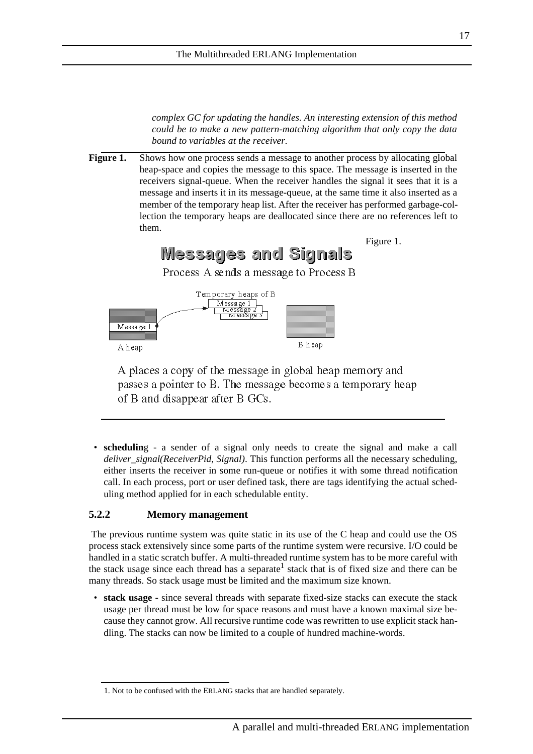*complex GC for updating the handles. An interesting extension of this method could be to make a new pattern-matching algorithm that only copy the data bound to variables at the receiver.*

**Figure 1.** Shows how one process sends a message to another process by allocating global heap-space and copies the message to this space. The message is inserted in the receivers signal-queue. When the receiver handles the signal it sees that it is a message and inserts it in its message-queue, at the same time it also inserted as a member of the temporary heap list. After the receiver has performed garbage-collection the temporary heaps are deallocated since there are no references left to them.

Figure 1.

**Messages and Signals**

Process A sends a message to Process B

Temporary heaps of B

Message 1
Message 2
Message 3

Message 1

A heap

B heap

A places a copy of the message in global heap memory and passes a pointer to B. The message becomes a temporary heap of B and disappear after B GCs.

- **schedulin**g - a sender of a signal only needs to create the signal and make a call *deliver_signal(ReceiverPid, Signal)*. This function performs all the necessary scheduling, either inserts the receiver in some run-queue or notifies it with some thread notification call. In each process, port or user defined task, there are tags identifying the actual scheduling method applied for in each schedulable entity.

### 5.2.2 Memory management

The previous runtime system was quite static in its use of the C heap and could use the OS process stack extensively since some parts of the runtime system were recursive. I/O could be handled in a static scratch buffer. A multi-threaded runtime system has to be more careful with the stack usage since each thread has a separate[1] stack that is of fixed size and there can be many threads. So stack usage must be limited and the maximum size known.

- **stack usage** - since several threads with separate fixed-size stacks can execute the stack usage per thread must be low for space reasons and must have a known maximal size because they cannot grow. All recursive runtime code was rewritten to use explicit stack handling. The stacks can now be limited to a couple of hundred machine-words.

1. Not to be confused with the ERLANG stacks that are handled separately.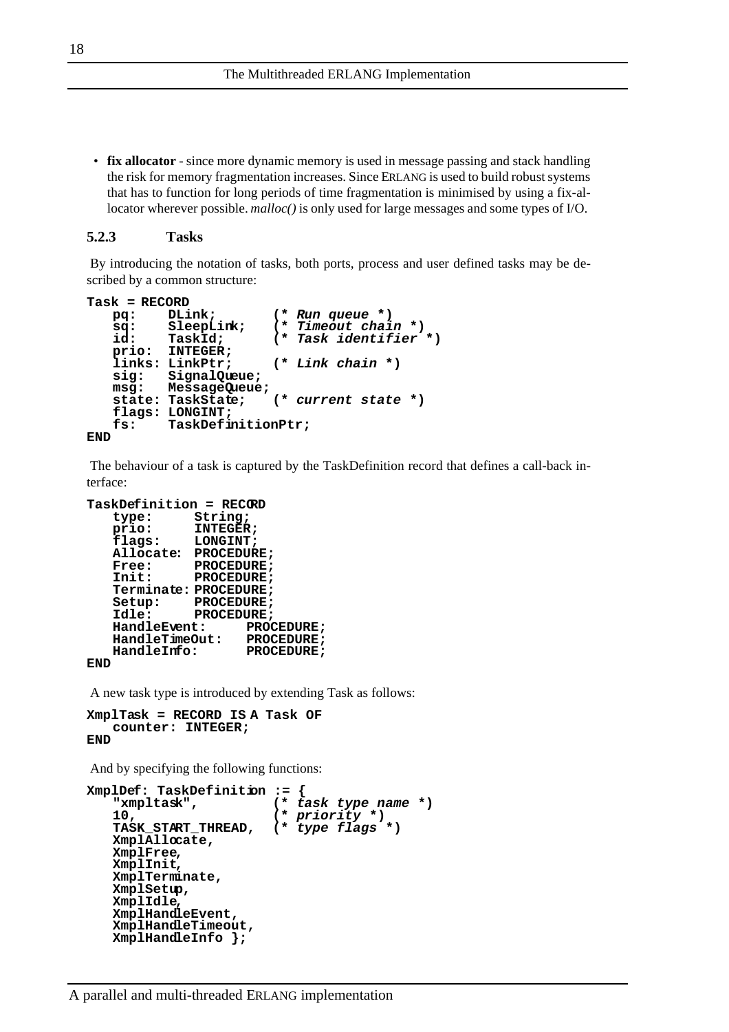- **fix allocator** - since more dynamic memory is used in message passing and stack handling the risk for memory fragmentation increases. Since ERLANG is used to build robust systems that has to function for long periods of time fragmentation is minimised by using a fix-allocator wherever possible. *malloc()* is only used for large messages and some types of I/O.

### 5.2.3 Tasks

By introducing the notation of tasks, both ports, process and user defined tasks may be described by a common structure:

```
Task = RECORD
   pq:    DLink;        (* Run queue *)
   sq:    SleepLink;    (* Timeout chain *)
   id:    TaskId;       (* Task identifier *)
   prio:  INTEGER;
   links: LinkPtr;      (* Link chain *)
   sig:   SignalQueue;
   msg:   MessageQueue;
   state: TaskState;    (* current state *)
   flags: LONGINT;
   fs:    TaskDefinitionPtr;
END
```

The behaviour of a task is captured by the TaskDefinition record that defines a call-back interface:

```
TaskDefinition = RECORD
   type:      String;
   prio:      INTEGER;
   flags:     LONGINT;
   Allocate:  PROCEDURE;
   Free:      PROCEDURE;
   Init:      PROCEDURE;
   Terminate: PROCEDURE;
   Setup:     PROCEDURE;
   Idle:      PROCEDURE;
   HandleEvent:     PROCEDURE;
   HandleTimeOut:   PROCEDURE;
   HandleInfo:      PROCEDURE;
END
```

A new task type is introduced by extending Task as follows:

```
XmplTask = RECORD IS A Task OF
   counter: INTEGER;
END
```

And by specifying the following functions:

```
XmplDef: TaskDefinition := {
   "xmpltask",          (* task type name *)
   10,                  (* priority *)
   TASK_START_THREAD,   (* type flags *)
   XmplAllocate,
   XmplFree,
   XmplInit,
   XmplTerminate,
   XmplSetup,
   XmplIdle,
   XmplHandleEvent,
   XmplHandleTimeout,
   XmplHandleInfo };
```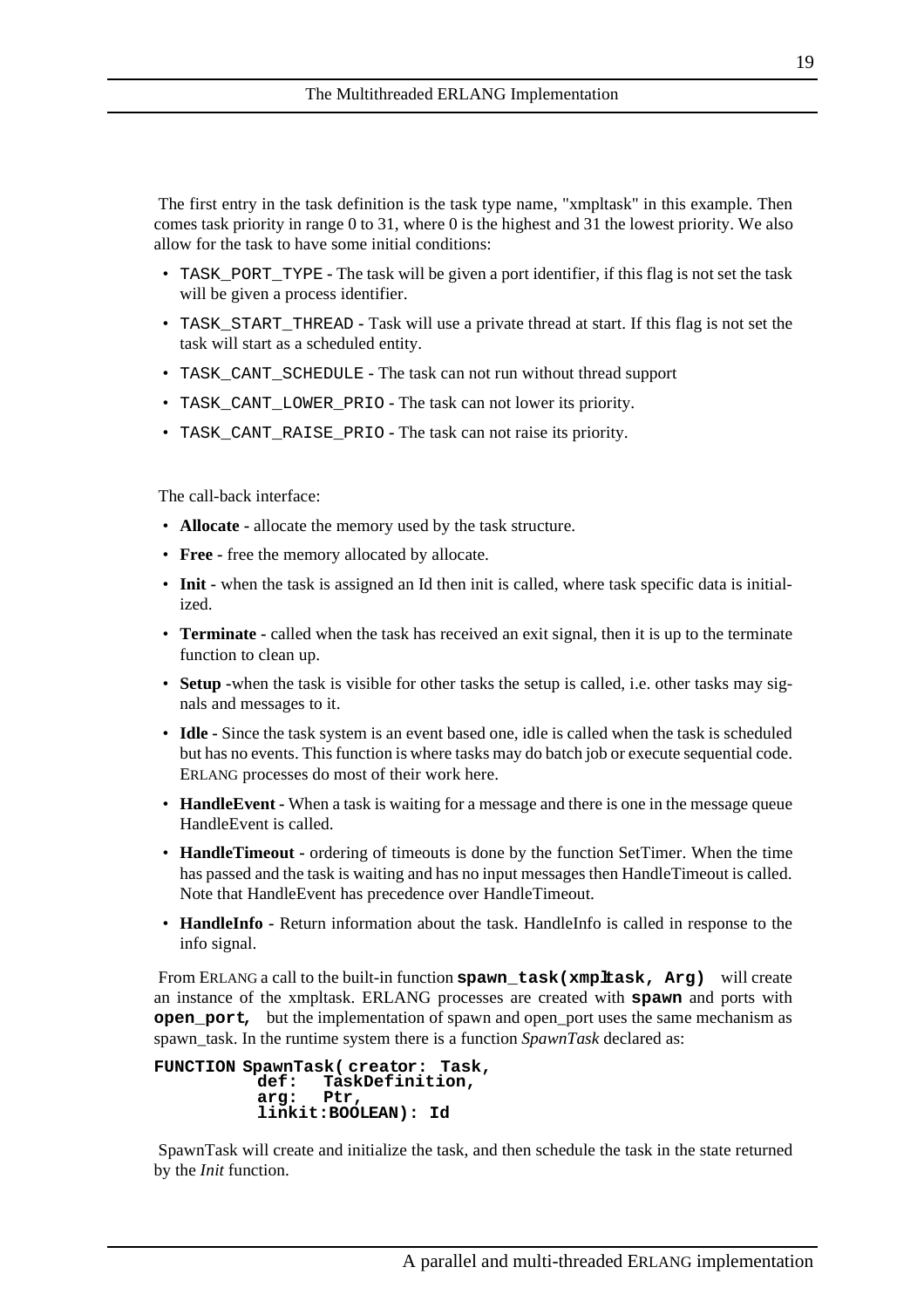The first entry in the task definition is the task type name, "xmpltask" in this example. Then comes task priority in range 0 to 31, where 0 is the highest and 31 the lowest priority. We also allow for the task to have some initial conditions:

- `TASK_PORT_TYPE` - The task will be given a port identifier, if this flag is not set the task will be given a process identifier.
- `TASK_START_THREAD` - Task will use a private thread at start. If this flag is not set the task will start as a scheduled entity.
- `TASK_CANT_SCHEDULE` - The task can not run without thread support
- `TASK_CANT_LOWER_PRIO` - The task can not lower its priority.
- `TASK_CANT_RAISE_PRIO` - The task can not raise its priority.

The call-back interface:

- **Allocate** - allocate the memory used by the task structure.
- **Free** - free the memory allocated by allocate.
- **Init** - when the task is assigned an Id then init is called, where task specific data is initialized.
- **Terminate** - called when the task has received an exit signal, then it is up to the terminate function to clean up.
- **Setup** -when the task is visible for other tasks the setup is called, i.e. other tasks may signals and messages to it.
- **Idle** - Since the task system is an event based one, idle is called when the task is scheduled but has no events. This function is where tasks may do batch job or execute sequential code. ERLANG processes do most of their work here.
- **HandleEvent** - When a task is waiting for a message and there is one in the message queue HandleEvent is called.
- **HandleTimeout** - ordering of timeouts is done by the function SetTimer. When the time has passed and the task is waiting and has no input messages then HandleTimeout is called. Note that HandleEvent has precedence over HandleTimeout.
- **HandleInfo** - Return information about the task. HandleInfo is called in response to the info signal.

From ERLANG a call to the built-in function **`spawn_task(xmpltask, Arg)`** will create an instance of the xmpltask. ERLANG processes are created with **`spawn`** and ports with **`open_port`**, but the implementation of spawn and open_port uses the same mechanism as spawn_task. In the runtime system there is a function *SpawnTask* declared as:

```
FUNCTION SpawnTask( creator: Task,
          def:   TaskDefinition,
          arg:   Ptr,
          linkit:BOOLEAN): Id
```

SpawnTask will create and initialize the task, and then schedule the task in the state returned by the *Init* function.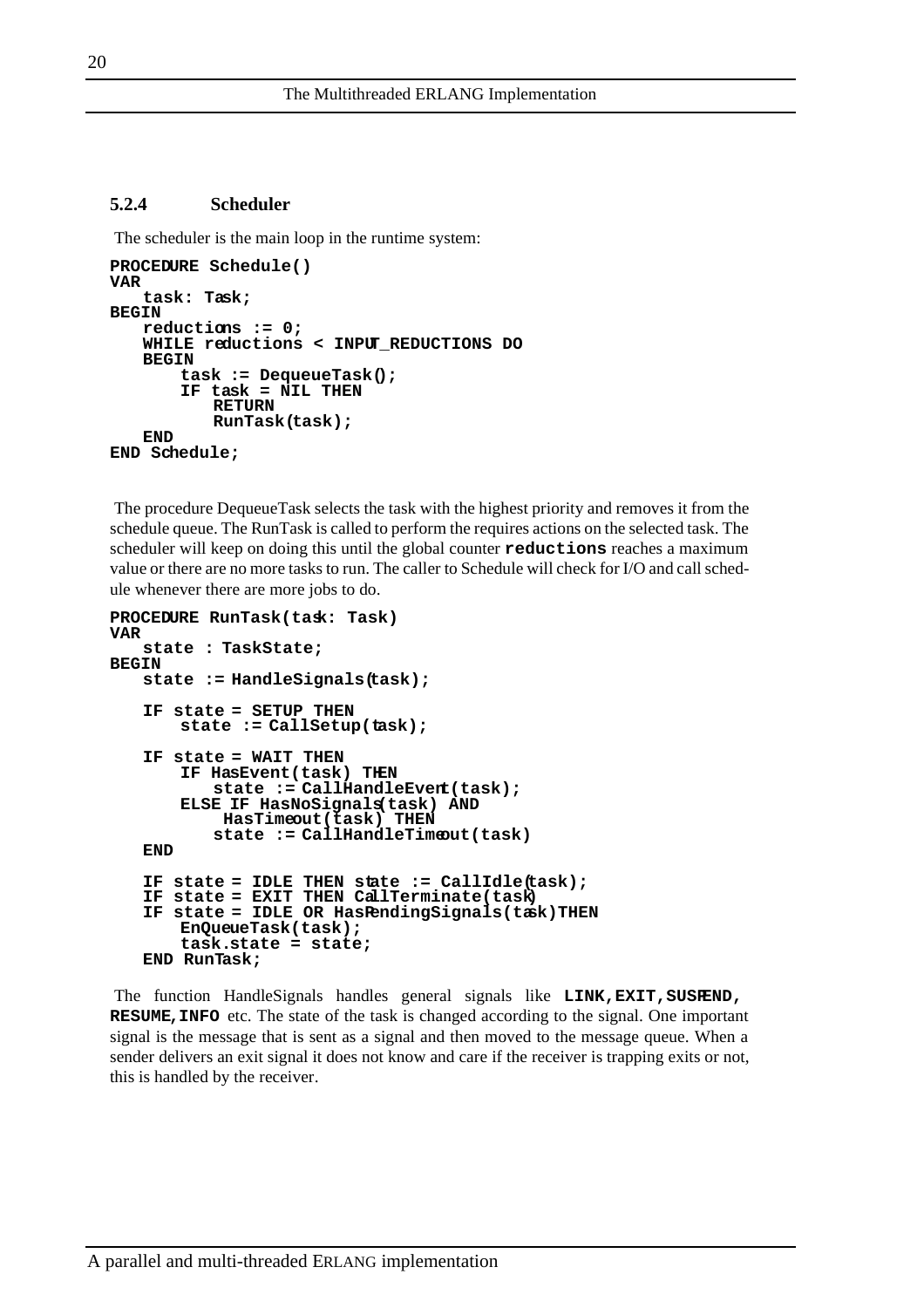### 5.2.4 Scheduler

The scheduler is the main loop in the runtime system:

```
PROCEDURE Schedule()
VAR
   task: Task;
BEGIN
   reductions := 0;
   WHILE reductions < INPUT_REDUCTIONS DO
   BEGIN
       task := DequeueTask();
       IF task = NIL THEN
           RETURN
           RunTask(task);
   END
END Schedule;
```

The procedure DequeueTask selects the task with the highest priority and removes it from the schedule queue. The RunTask is called to perform the requires actions on the selected task. The scheduler will keep on doing this until the global counter **`reductions`** reaches a maximum value or there are no more tasks to run. The caller to Schedule will check for I/O and call schedule whenever there are more jobs to do.

```
PROCEDURE RunTask(task: Task)
VAR
   state : TaskState;
BEGIN
   state := HandleSignals(task);

   IF state = SETUP THEN
       state := CallSetup(task);

   IF state = WAIT THEN
       IF HasEvent(task) THEN
           state := CallHandleEvent(task);
       ELSE IF HasNoSignals(task) AND
            HasTimeout(task) THEN
           state := CallHandleTimeout(task)
   END

   IF state = IDLE THEN state := CallIdle(task);
   IF state = EXIT THEN CallTerminate(task)
   IF state = IDLE OR HasPendingSignals(task)THEN
       EnQueueTask(task);
       task.state = state;
   END RunTask;
```

The function HandleSignals handles general signals like **`LINK,EXIT,SUSPEND, RESUME,INFO`** etc. The state of the task is changed according to the signal. One important signal is the message that is sent as a signal and then moved to the message queue. When a sender delivers an exit signal it does not know and care if the receiver is trapping exits or not, this is handled by the receiver.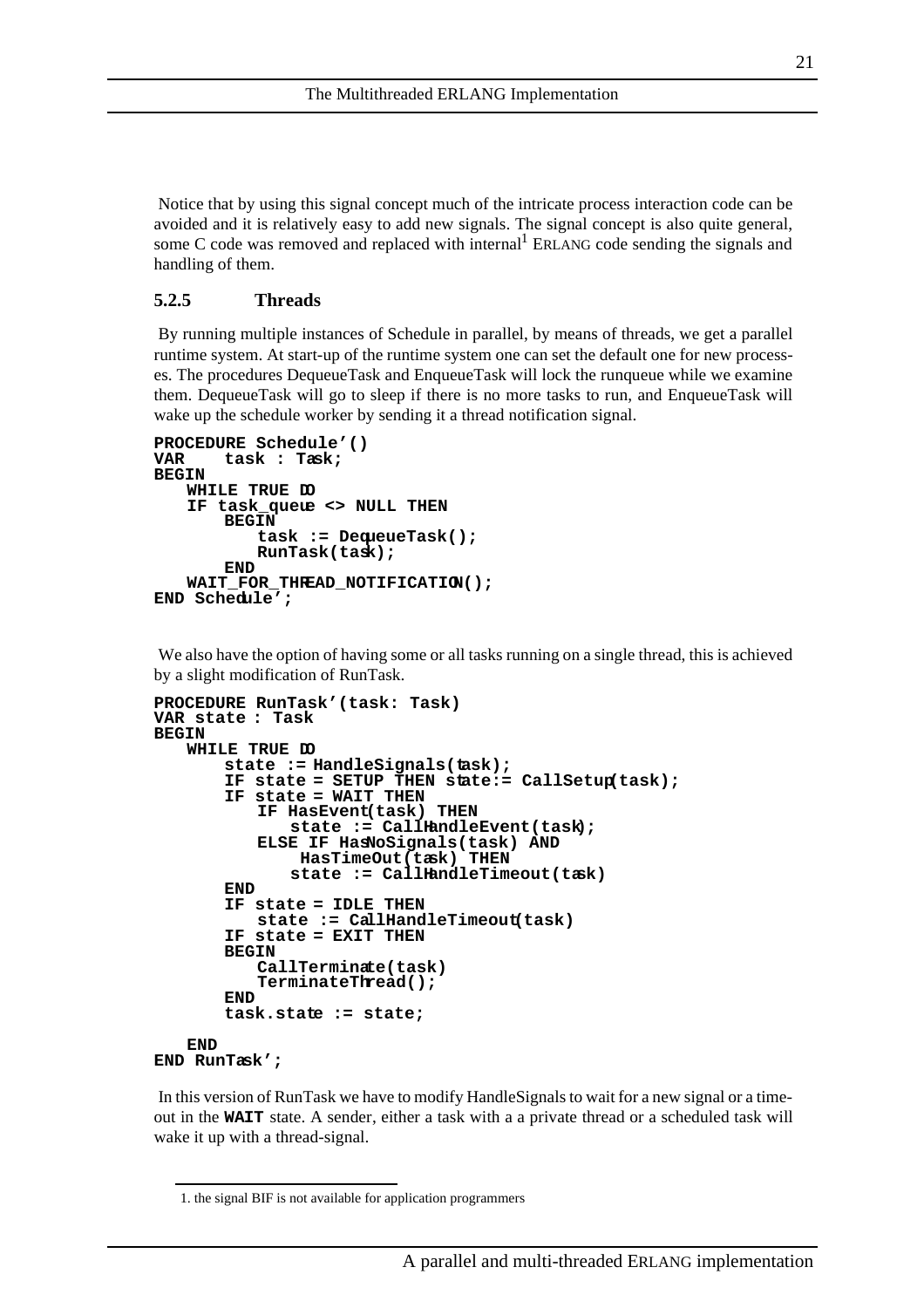Notice that by using this signal concept much of the intricate process interaction code can be avoided and it is relatively easy to add new signals. The signal concept is also quite general, some C code was removed and replaced with internal[1] ERLANG code sending the signals and handling of them.

### 5.2.5 Threads

By running multiple instances of Schedule in parallel, by means of threads, we get a parallel runtime system. At start-up of the runtime system one can set the default one for new processes. The procedures DequeueTask and EnqueueTask will lock the runqueue while we examine them. DequeueTask will go to sleep if there is no more tasks to run, and EnqueueTask will wake up the schedule worker by sending it a thread notification signal.

```
PROCEDURE Schedule'()
VAR    task : Task;
BEGIN
    WHILE TRUE DO
    IF task_queue <> NULL THEN
        BEGIN
            task := DequeueTask();
            RunTask(task);
        END
    WAIT_FOR_THREAD_NOTIFICATION();
END Schedule';
```

We also have the option of having some or all tasks running on a single thread, this is achieved by a slight modification of RunTask.

```
PROCEDURE RunTask'(task: Task)
VAR state : Task
BEGIN
    WHILE TRUE DO
        state := HandleSignals(task);
        IF state = SETUP THEN state:= CallSetup(task);
        IF state = WAIT THEN
            IF HasEvent(task) THEN
                state := CallHandleEvent(task);
            ELSE IF HasNoSignals(task) AND
                 HasTimeOut(task) THEN
                state := CallHandleTimeout(task)
        END
        IF state = IDLE THEN
            state := CallHandleTimeout(task)
        IF state = EXIT THEN
        BEGIN
            CallTerminate(task)
            TerminateThread();
        END
        task.state := state;

    END
END RunTask';
```

In this version of RunTask we have to modify HandleSignals to wait for a new signal or a timeout in the **WAIT** state. A sender, either a task with a a private thread or a scheduled task will wake it up with a thread-signal.

1. the signal BIF is not available for application programmers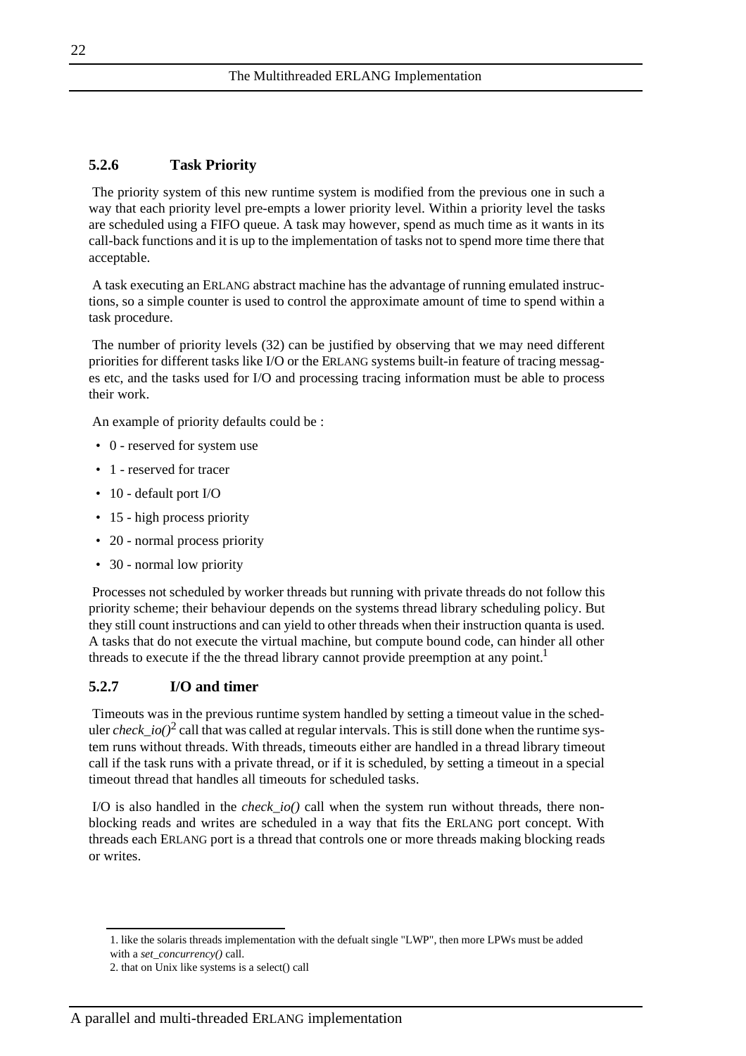### 5.2.6 Task Priority

The priority system of this new runtime system is modified from the previous one in such a way that each priority level pre-empts a lower priority level. Within a priority level the tasks are scheduled using a FIFO queue. A task may however, spend as much time as it wants in its call-back functions and it is up to the implementation of tasks not to spend more time there that acceptable.

A task executing an ERLANG abstract machine has the advantage of running emulated instructions, so a simple counter is used to control the approximate amount of time to spend within a task procedure.

The number of priority levels (32) can be justified by observing that we may need different priorities for different tasks like I/O or the ERLANG systems built-in feature of tracing messages etc, and the tasks used for I/O and processing tracing information must be able to process their work.

An example of priority defaults could be :

- 0 - reserved for system use
- 1 - reserved for tracer
- 10 - default port I/O
- 15 - high process priority
- 20 - normal process priority
- 30 - normal low priority

Processes not scheduled by worker threads but running with private threads do not follow this priority scheme; their behaviour depends on the systems thread library scheduling policy. But they still count instructions and can yield to other threads when their instruction quanta is used. A tasks that do not execute the virtual machine, but compute bound code, can hinder all other threads to execute if the the thread library cannot provide preemption at any point.[1]

### 5.2.7 I/O and timer

Timeouts was in the previous runtime system handled by setting a timeout value in the scheduler *check_io()*[2] call that was called at regular intervals. This is still done when the runtime system runs without threads. With threads, timeouts either are handled in a thread library timeout call if the task runs with a private thread, or if it is scheduled, by setting a timeout in a special timeout thread that handles all timeouts for scheduled tasks.

I/O is also handled in the *check_io()* call when the system run without threads, there non-blocking reads and writes are scheduled in a way that fits the ERLANG port concept. With threads each ERLANG port is a thread that controls one or more threads making blocking reads or writes.

1. like the solaris threads implementation with the defualt single "LWP", then more LPWs must be added with a *set_concurrency()* call.

2. that on Unix like systems is a select() call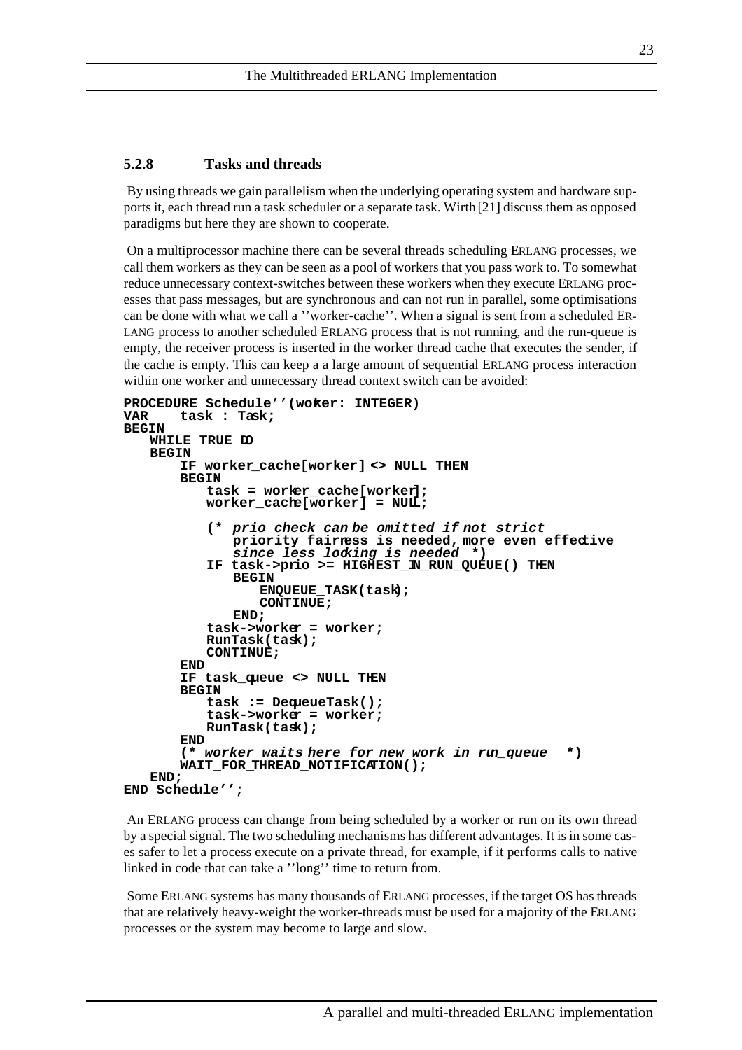### 5.2.8 Tasks and threads

By using threads we gain parallelism when the underlying operating system and hardware supports it, each thread run a task scheduler or a separate task. Wirth [21] discuss them as opposed paradigms but here they are shown to cooperate.

On a multiprocessor machine there can be several threads scheduling ERLANG processes, we call them workers as they can be seen as a pool of workers that you pass work to. To somewhat reduce unnecessary context-switches between these workers when they execute ERLANG processes that pass messages, but are synchronous and can not run in parallel, some optimisations can be done with what we call a ''worker-cache''. When a signal is sent from a scheduled ERLANG process to another scheduled ERLANG process that is not running, and the run-queue is empty, the receiver process is inserted in the worker thread cache that executes the sender, if the cache is empty. This can keep a a large amount of sequential ERLANG process interaction within one worker and unnecessary thread context switch can be avoided:

```
PROCEDURE Schedule''(worker: INTEGER)
VAR    task : Task;
BEGIN
    WHILE TRUE DO
    BEGIN
        IF worker_cache[worker] <> NULL THEN
        BEGIN
            task = worker_cache[worker];
            worker_cache[worker] = NULL;

            (* prio check can be omitted if not strict
               priority fairness is needed, more even effective
               since less locking is needed *)
            IF task->prio >= HIGHEST_IN_RUN_QUEUE() THEN
                BEGIN
                    ENQUEUE_TASK(task);
                    CONTINUE;
                END;
            task->worker = worker;
            RunTask(task);
            CONTINUE;
        END
        IF task_queue <> NULL THEN
        BEGIN
            task := DequeueTask();
            task->worker = worker;
            RunTask(task);
        END
        (* worker waits here for new work in run_queue  *)
        WAIT_FOR_THREAD_NOTIFICATION();
    END;
END Schedule'';
```

An ERLANG process can change from being scheduled by a worker or run on its own thread by a special signal. The two scheduling mechanisms has different advantages. It is in some cases safer to let a process execute on a private thread, for example, if it performs calls to native linked in code that can take a ''long'' time to return from.

Some ERLANG systems has many thousands of ERLANG processes, if the target OS has threads that are relatively heavy-weight the worker-threads must be used for a majority of the ERLANG processes or the system may become to large and slow.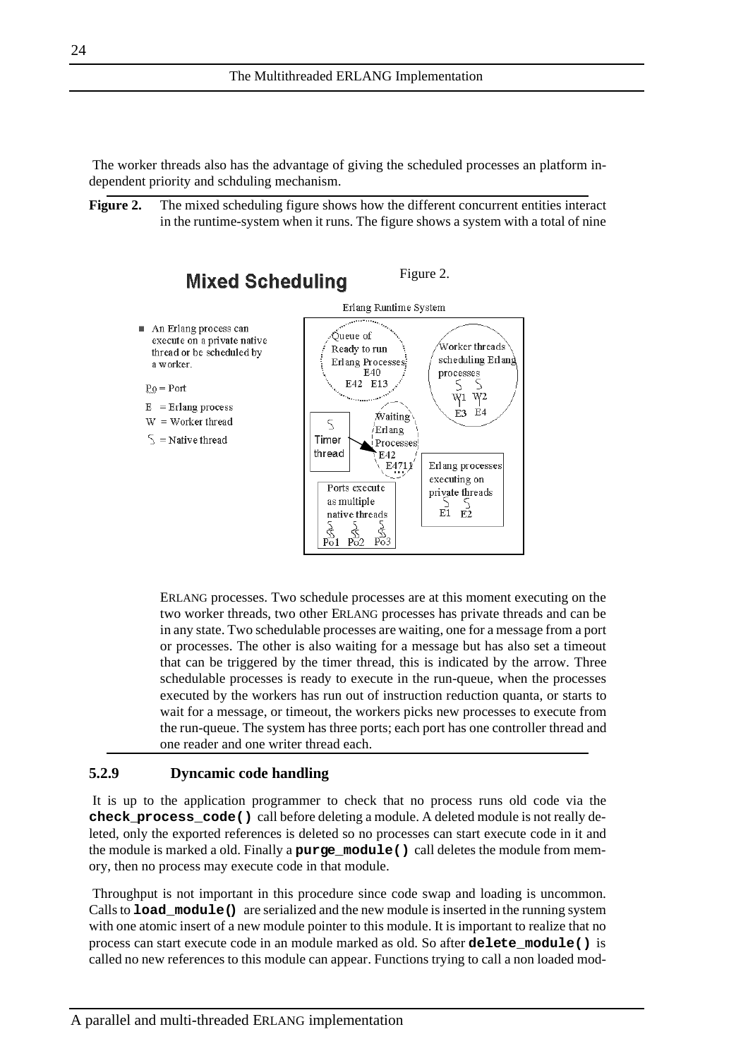The worker threads also has the advantage of giving the scheduled processes an platform independent priority and schduling mechanism.

**Figure 2.** The mixed scheduling figure shows how the different concurrent entities interact in the runtime-system when it runs. The figure shows a system with a total of nine

**Mixed Scheduling**

Figure 2.

- An Erlang process can execute on a private native thread or be scheduled by a worker.

Po = Port
E = Erlang process
W = Worker thread
S = Native thread

Erlang Runtime System

Queue of Ready to run Erlang Processes E40 E42 E13

Worker threads scheduling Erlang processes W1 W2 E3 E4

Timer thread

Waiting Erlang Processes E42 E4711 ...

Erlang processes executing on private threads E1 E2

Ports execute as multiple native threads Po1 Po2 Po3

ERLANG processes. Two schedule processes are at this moment executing on the two worker threads, two other ERLANG processes has private threads and can be in any state. Two schedulable processes are waiting, one for a message from a port or processes. The other is also waiting for a message but has also set a timeout that can be triggered by the timer thread, this is indicated by the arrow. Three schedulable processes is ready to execute in the run-queue, when the processes executed by the workers has run out of instruction reduction quanta, or starts to wait for a message, or timeout, the workers picks new processes to execute from the run-queue. The system has three ports; each port has one controller thread and one reader and one writer thread each.

### 5.2.9 Dyncamic code handling

It is up to the application programmer to check that no process runs old code via the **`check_process_code()`** call before deleting a module. A deleted module is not really deleted, only the exported references is deleted so no processes can start execute code in it and the module is marked a old. Finally a **`purge_module()`** call deletes the module from memory, then no process may execute code in that module.

Throughput is not important in this procedure since code swap and loading is uncommon. Calls to **`load_module()`** are serialized and the new module is inserted in the running system with one atomic insert of a new module pointer to this module. It is important to realize that no process can start execute code in an module marked as old. So after **`delete_module()`** is called no new references to this module can appear. Functions trying to call a non loaded mod-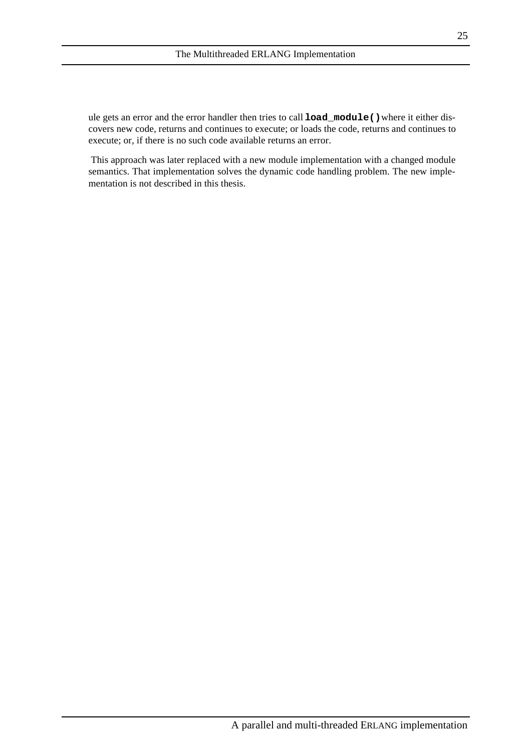ule gets an error and the error handler then tries to call **`load_module()`** where it either discovers new code, returns and continues to execute; or loads the code, returns and continues to execute; or, if there is no such code available returns an error.

This approach was later replaced with a new module implementation with a changed module semantics. That implementation solves the dynamic code handling problem. The new implementation is not described in this thesis.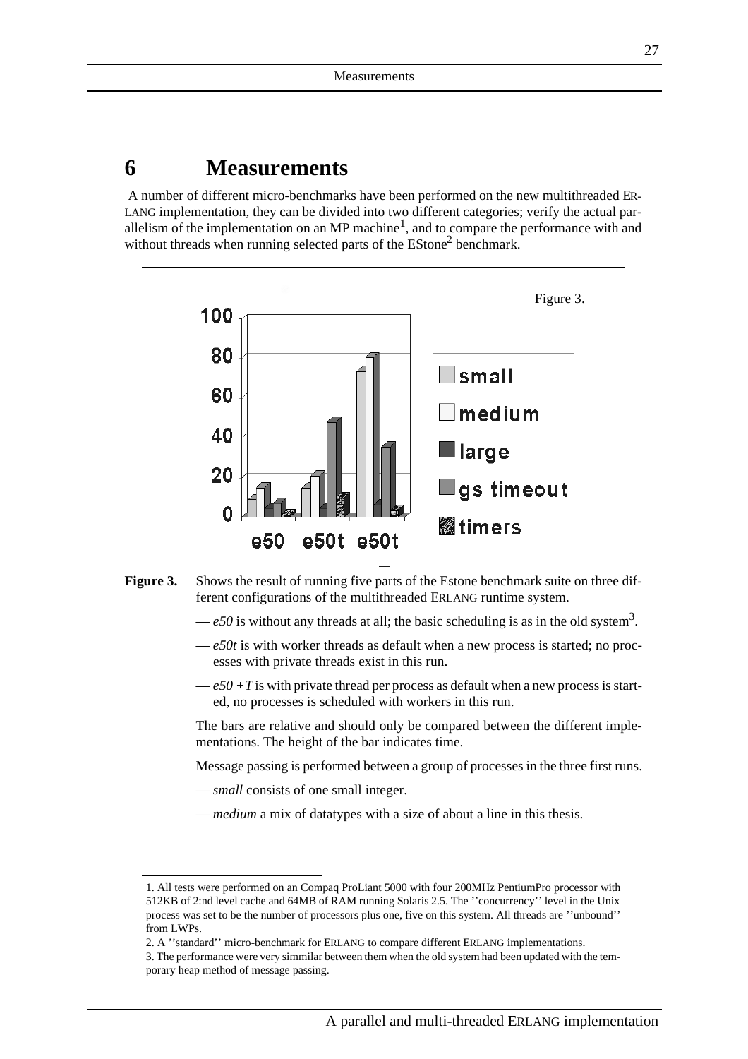# 6 Measurements

A number of different micro-benchmarks have been performed on the new multithreaded ERLANG implementation, they can be divided into two different categories; verify the actual parallelism of the implementation on an MP machine[1], and to compare the performance with and without threads when running selected parts of the EStone[2] benchmark.

Figure 3.

**Figure 3.** Shows the result of running five parts of the Estone benchmark suite on three different configurations of the multithreaded ERLANG runtime system.

— *e50* is without any threads at all; the basic scheduling is as in the old system[3].

— *e50t* is with worker threads as default when a new process is started; no processes with private threads exist in this run.

— *e50 +T* is with private thread per process as default when a new process is started, no processes is scheduled with workers in this run.

The bars are relative and should only be compared between the different implementations. The height of the bar indicates time.

Message passing is performed between a group of processes in the three first runs.

— *small* consists of one small integer.

— *medium* a mix of datatypes with a size of about a line in this thesis.

1. All tests were performed on an Compaq ProLiant 5000 with four 200MHz PentiumPro processor with 512KB of 2:nd level cache and 64MB of RAM running Solaris 2.5. The ''concurrency'' level in the Unix process was set to be the number of processors plus one, five on this system. All threads are ''unbound'' from LWPs.

2. A ''standard'' micro-benchmark for ERLANG to compare different ERLANG implementations.

3. The performance were very simmilar between them when the old system had been updated with the temporary heap method of message passing.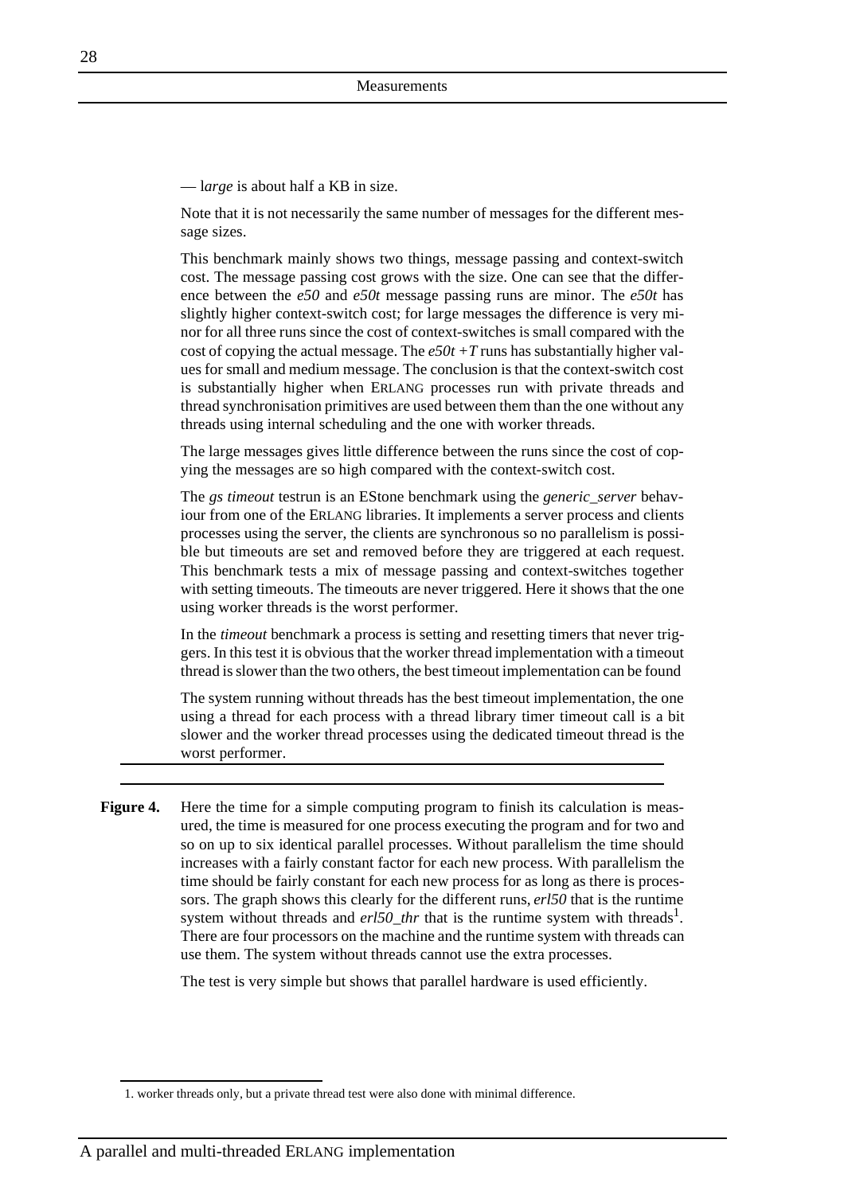— l*arge* is about half a KB in size.

Note that it is not necessarily the same number of messages for the different message sizes.

This benchmark mainly shows two things, message passing and context-switch cost. The message passing cost grows with the size. One can see that the difference between the *e50* and *e50t* message passing runs are minor. The *e50t* has slightly higher context-switch cost; for large messages the difference is very minor for all three runs since the cost of context-switches is small compared with the cost of copying the actual message. The *e50t +T* runs has substantially higher values for small and medium message. The conclusion is that the context-switch cost is substantially higher when ERLANG processes run with private threads and thread synchronisation primitives are used between them than the one without any threads using internal scheduling and the one with worker threads.

The large messages gives little difference between the runs since the cost of copying the messages are so high compared with the context-switch cost.

The *gs timeout* testrun is an EStone benchmark using the *generic_server* behaviour from one of the ERLANG libraries. It implements a server process and clients processes using the server, the clients are synchronous so no parallelism is possible but timeouts are set and removed before they are triggered at each request. This benchmark tests a mix of message passing and context-switches together with setting timeouts. The timeouts are never triggered. Here it shows that the one using worker threads is the worst performer.

In the *timeout* benchmark a process is setting and resetting timers that never triggers. In this test it is obvious that the worker thread implementation with a timeout thread is slower than the two others, the best timeout implementation can be found

The system running without threads has the best timeout implementation, the one using a thread for each process with a thread library timer timeout call is a bit slower and the worker thread processes using the dedicated timeout thread is the worst performer.

---

**Figure 4.** Here the time for a simple computing program to finish its calculation is measured, the time is measured for one process executing the program and for two and so on up to six identical parallel processes. Without parallelism the time should increases with a fairly constant factor for each new process. With parallelism the time should be fairly constant for each new process for as long as there is processors. The graph shows this clearly for the different runs, *erl50* that is the runtime system without threads and *erl50_thr* that is the runtime system with threads[1]. There are four processors on the machine and the runtime system with threads can use them. The system without threads cannot use the extra processes.

The test is very simple but shows that parallel hardware is used efficiently.

1. worker threads only, but a private thread test were also done with minimal difference.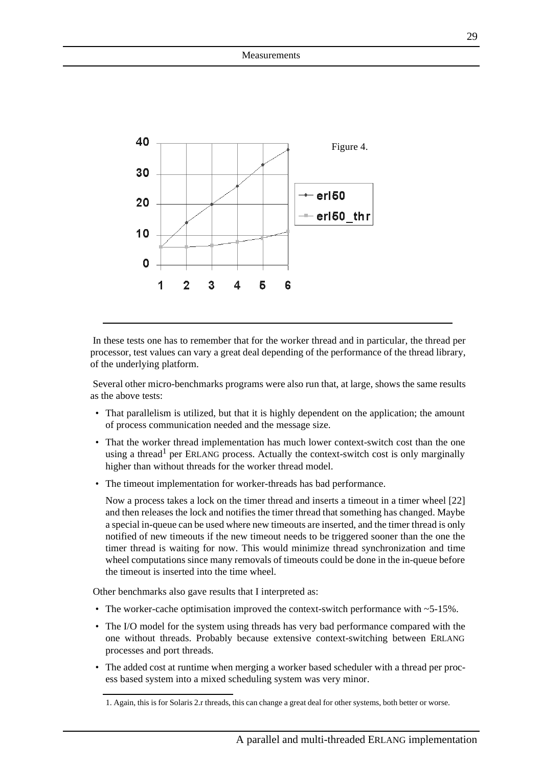Figure 4.

In these tests one has to remember that for the worker thread and in particular, the thread per processor, test values can vary a great deal depending of the performance of the thread library, of the underlying platform.

Several other micro-benchmarks programs were also run that, at large, shows the same results as the above tests:

- That parallelism is utilized, but that it is highly dependent on the application; the amount of process communication needed and the message size.
- That the worker thread implementation has much lower context-switch cost than the one using a thread[1] per ERLANG process. Actually the context-switch cost is only marginally higher than without threads for the worker thread model.
- The timeout implementation for worker-threads has bad performance.

  Now a process takes a lock on the timer thread and inserts a timeout in a timer wheel [22] and then releases the lock and notifies the timer thread that something has changed. Maybe a special in-queue can be used where new timeouts are inserted, and the timer thread is only notified of new timeouts if the new timeout needs to be triggered sooner than the one the timer thread is waiting for now. This would minimize thread synchronization and time wheel computations since many removals of timeouts could be done in the in-queue before the timeout is inserted into the time wheel.

Other benchmarks also gave results that I interpreted as:

- The worker-cache optimisation improved the context-switch performance with ~5-15%.
- The I/O model for the system using threads has very bad performance compared with the one without threads. Probably because extensive context-switching between ERLANG processes and port threads.
- The added cost at runtime when merging a worker based scheduler with a thread per process based system into a mixed scheduling system was very minor.

1. Again, this is for Solaris 2.r threads, this can change a great deal for other systems, both better or worse.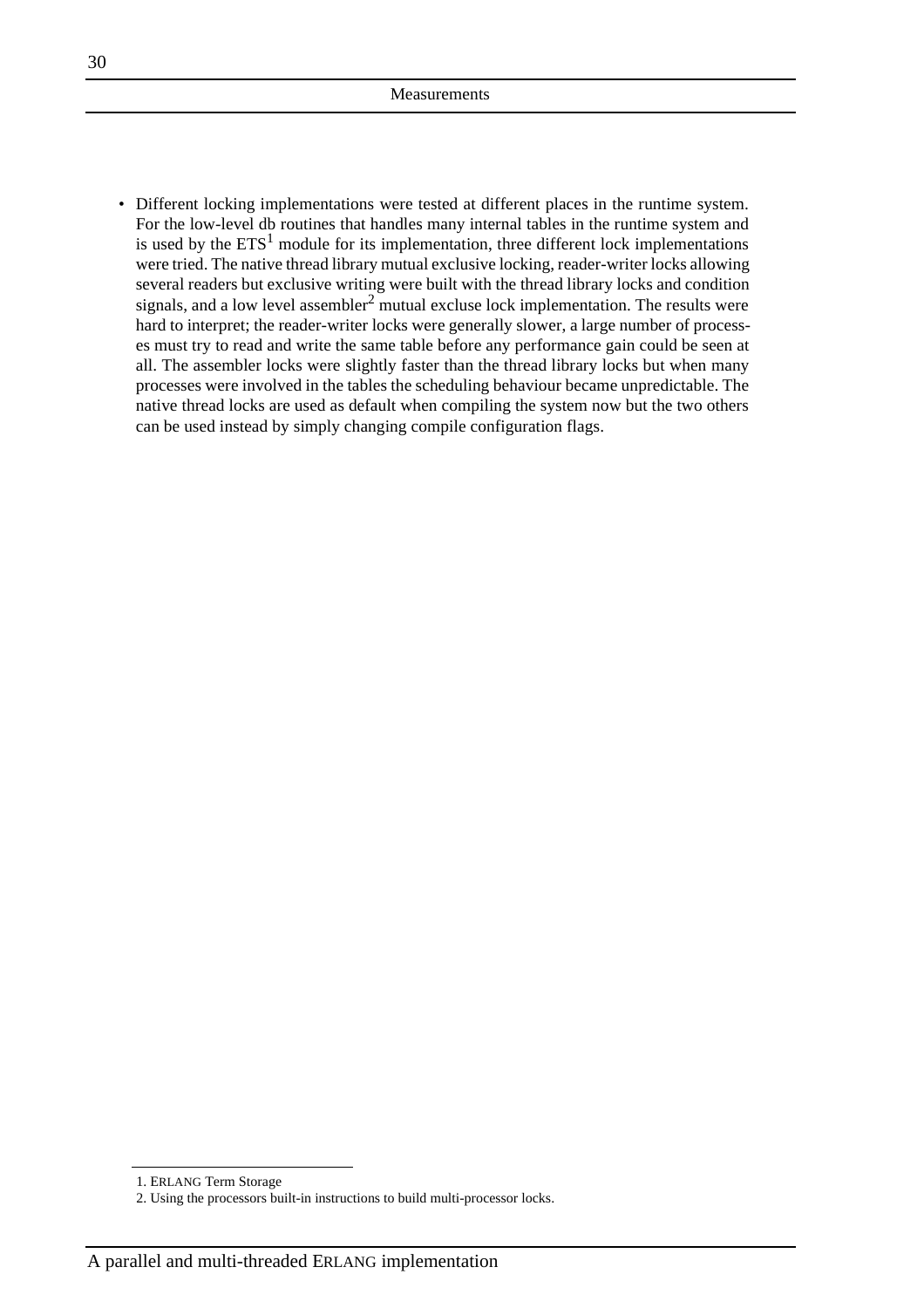- Different locking implementations were tested at different places in the runtime system. For the low-level db routines that handles many internal tables in the runtime system and is used by the ETS[1] module for its implementation, three different lock implementations were tried. The native thread library mutual exclusive locking, reader-writer locks allowing several readers but exclusive writing were built with the thread library locks and condition signals, and a low level assembler[2] mutual excluse lock implementation. The results were hard to interpret; the reader-writer locks were generally slower, a large number of processes must try to read and write the same table before any performance gain could be seen at all. The assembler locks were slightly faster than the thread library locks but when many processes were involved in the tables the scheduling behaviour became unpredictable. The native thread locks are used as default when compiling the system now but the two others can be used instead by simply changing compile configuration flags.

---

1. ERLANG Term Storage
2. Using the processors built-in instructions to build multi-processor locks.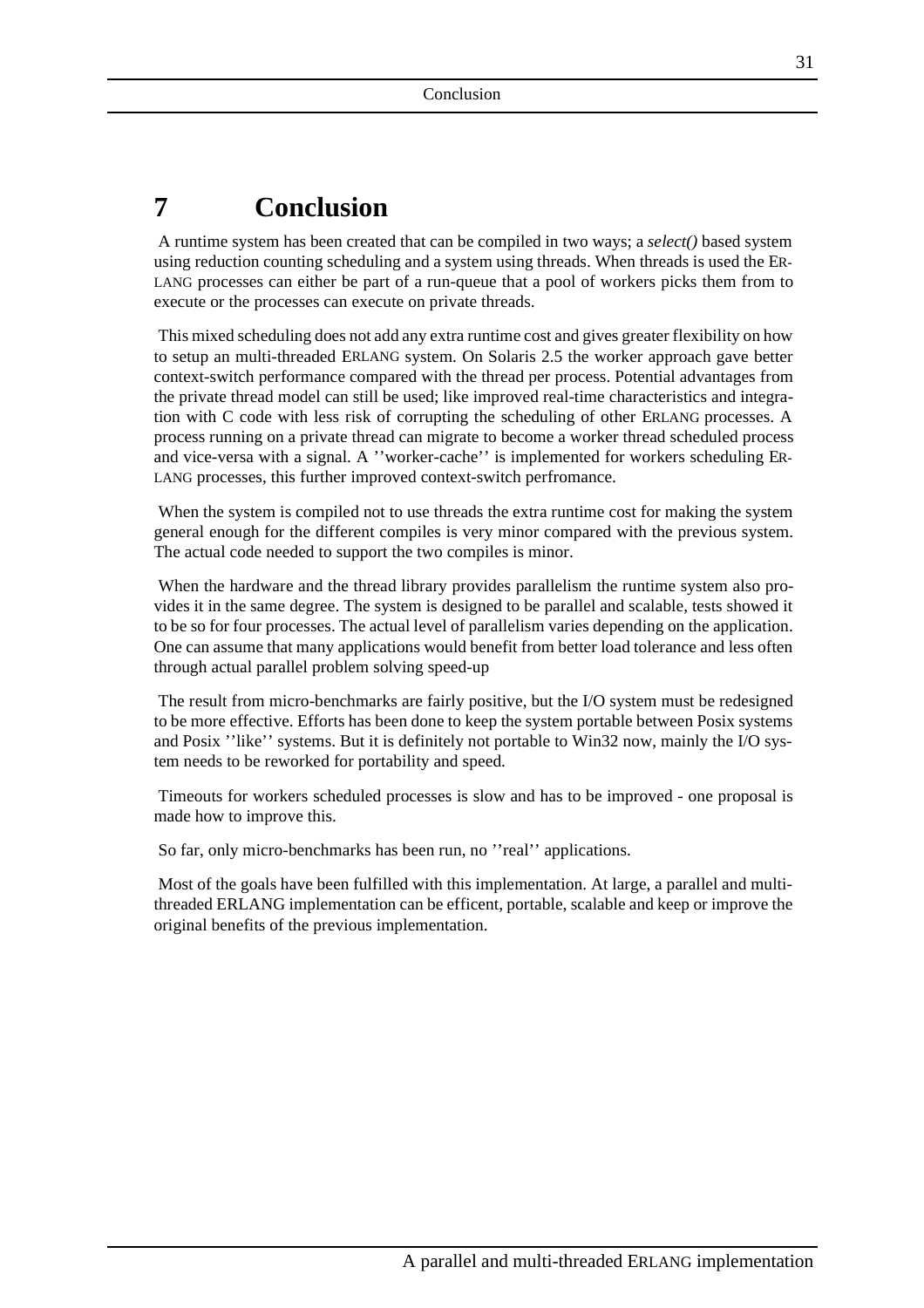# 7 Conclusion

A runtime system has been created that can be compiled in two ways; a *select()* based system using reduction counting scheduling and a system using threads. When threads is used the ERLANG processes can either be part of a run-queue that a pool of workers picks them from to execute or the processes can execute on private threads.

This mixed scheduling does not add any extra runtime cost and gives greater flexibility on how to setup an multi-threaded ERLANG system. On Solaris 2.5 the worker approach gave better context-switch performance compared with the thread per process. Potential advantages from the private thread model can still be used; like improved real-time characteristics and integration with C code with less risk of corrupting the scheduling of other ERLANG processes. A process running on a private thread can migrate to become a worker thread scheduled process and vice-versa with a signal. A ''worker-cache'' is implemented for workers scheduling ERLANG processes, this further improved context-switch perfromance.

When the system is compiled not to use threads the extra runtime cost for making the system general enough for the different compiles is very minor compared with the previous system. The actual code needed to support the two compiles is minor.

When the hardware and the thread library provides parallelism the runtime system also provides it in the same degree. The system is designed to be parallel and scalable, tests showed it to be so for four processes. The actual level of parallelism varies depending on the application. One can assume that many applications would benefit from better load tolerance and less often through actual parallel problem solving speed-up

The result from micro-benchmarks are fairly positive, but the I/O system must be redesigned to be more effective. Efforts has been done to keep the system portable between Posix systems and Posix ''like'' systems. But it is definitely not portable to Win32 now, mainly the I/O system needs to be reworked for portability and speed.

Timeouts for workers scheduled processes is slow and has to be improved - one proposal is made how to improve this.

So far, only micro-benchmarks has been run, no ''real'' applications.

Most of the goals have been fulfilled with this implementation. At large, a parallel and multi-threaded ERLANG implementation can be efficent, portable, scalable and keep or improve the original benefits of the previous implementation.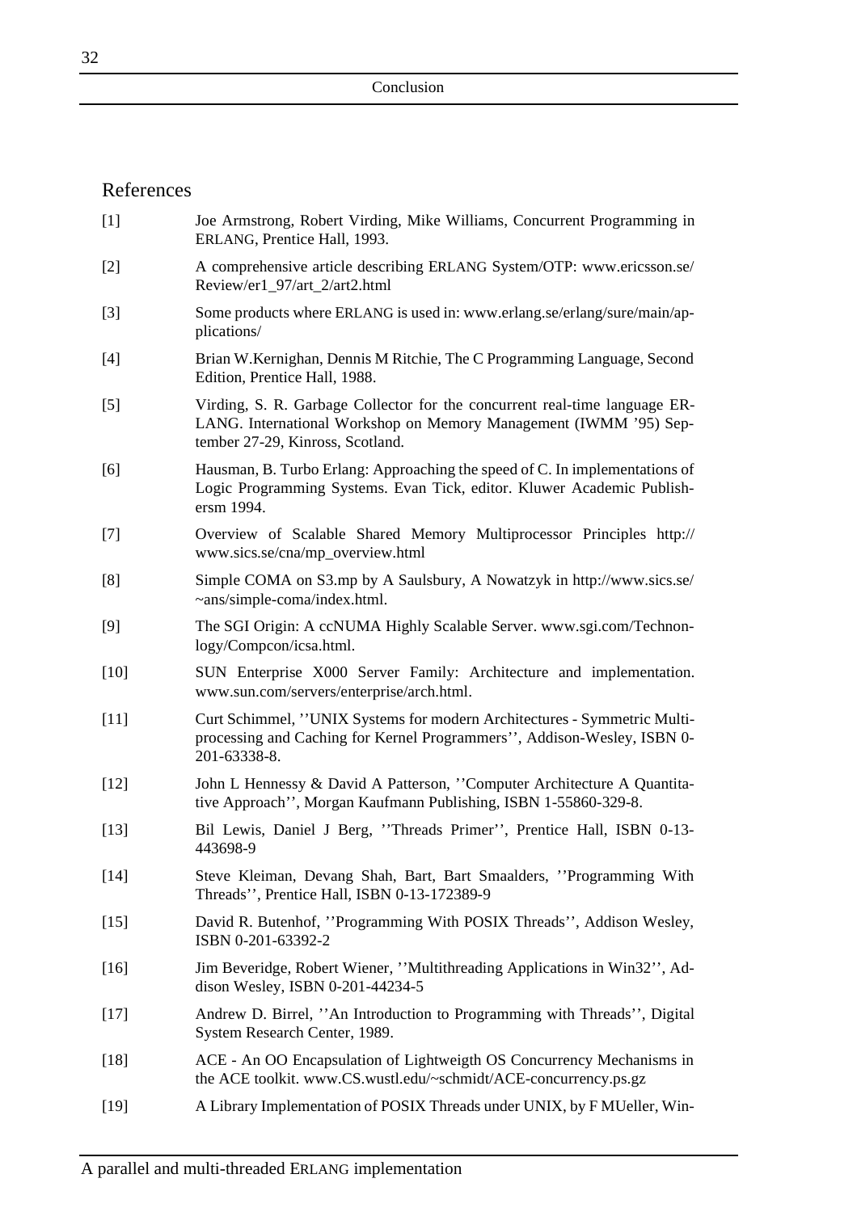## References

[1] Joe Armstrong, Robert Virding, Mike Williams, Concurrent Programming in ERLANG, Prentice Hall, 1993.

[2] A comprehensive article describing ERLANG System/OTP: www.ericsson.se/Review/er1_97/art_2/art2.html

[3] Some products where ERLANG is used in: www.erlang.se/erlang/sure/main/applications/

[4] Brian W.Kernighan, Dennis M Ritchie, The C Programming Language, Second Edition, Prentice Hall, 1988.

[5] Virding, S. R. Garbage Collector for the concurrent real-time language ERLANG. International Workshop on Memory Management (IWMM '95) September 27-29, Kinross, Scotland.

[6] Hausman, B. Turbo Erlang: Approaching the speed of C. In implementations of Logic Programming Systems. Evan Tick, editor. Kluwer Academic Publishersm 1994.

[7] Overview of Scalable Shared Memory Multiprocessor Principles http://www.sics.se/cna/mp_overview.html

[8] Simple COMA on S3.mp by A Saulsbury, A Nowatzyk in http://www.sics.se/~ans/simple-coma/index.html.

[9] The SGI Origin: A ccNUMA Highly Scalable Server. www.sgi.com/Technonlogy/Compcon/icsa.html.

[10] SUN Enterprise X000 Server Family: Architecture and implementation. www.sun.com/servers/enterprise/arch.html.

[11] Curt Schimmel, ''UNIX Systems for modern Architectures - Symmetric Multiprocessing and Caching for Kernel Programmers'', Addison-Wesley, ISBN 0-201-63338-8.

[12] John L Hennessy & David A Patterson, ''Computer Architecture A Quantitative Approach'', Morgan Kaufmann Publishing, ISBN 1-55860-329-8.

[13] Bil Lewis, Daniel J Berg, ''Threads Primer'', Prentice Hall, ISBN 0-13-443698-9

[14] Steve Kleiman, Devang Shah, Bart, Bart Smaalders, ''Programming With Threads'', Prentice Hall, ISBN 0-13-172389-9

[15] David R. Butenhof, ''Programming With POSIX Threads'', Addison Wesley, ISBN 0-201-63392-2

[16] Jim Beveridge, Robert Wiener, ''Multithreading Applications in Win32'', Addison Wesley, ISBN 0-201-44234-5

[17] Andrew D. Birrel, ''An Introduction to Programming with Threads'', Digital System Research Center, 1989.

[18] ACE - An OO Encapsulation of Lightweigth OS Concurrency Mechanisms in the ACE toolkit. www.CS.wustl.edu/~schmidt/ACE-concurrency.ps.gz

[19] A Library Implementation of POSIX Threads under UNIX, by F MUeller, Win-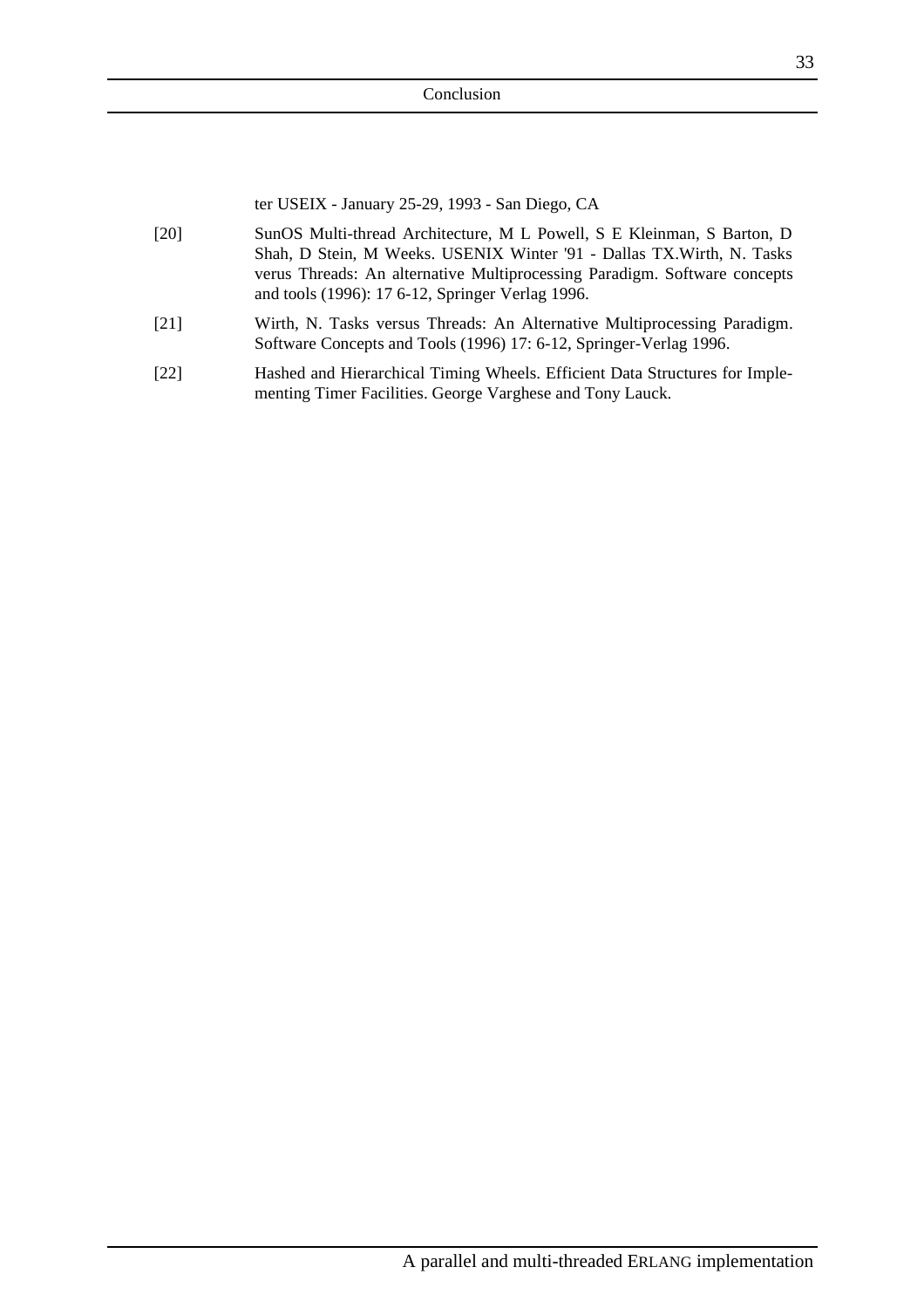ter USEIX - January 25-29, 1993 - San Diego, CA

[20] SunOS Multi-thread Architecture, M L Powell, S E Kleinman, S Barton, D Shah, D Stein, M Weeks. USENIX Winter '91 - Dallas TX.Wirth, N. Tasks verus Threads: An alternative Multiprocessing Paradigm. Software concepts and tools (1996): 17 6-12, Springer Verlag 1996.

[21] Wirth, N. Tasks versus Threads: An Alternative Multiprocessing Paradigm. Software Concepts and Tools (1996) 17: 6-12, Springer-Verlag 1996.

[22] Hashed and Hierarchical Timing Wheels. Efficient Data Structures for Implementing Timer Facilities. George Varghese and Tony Lauck.